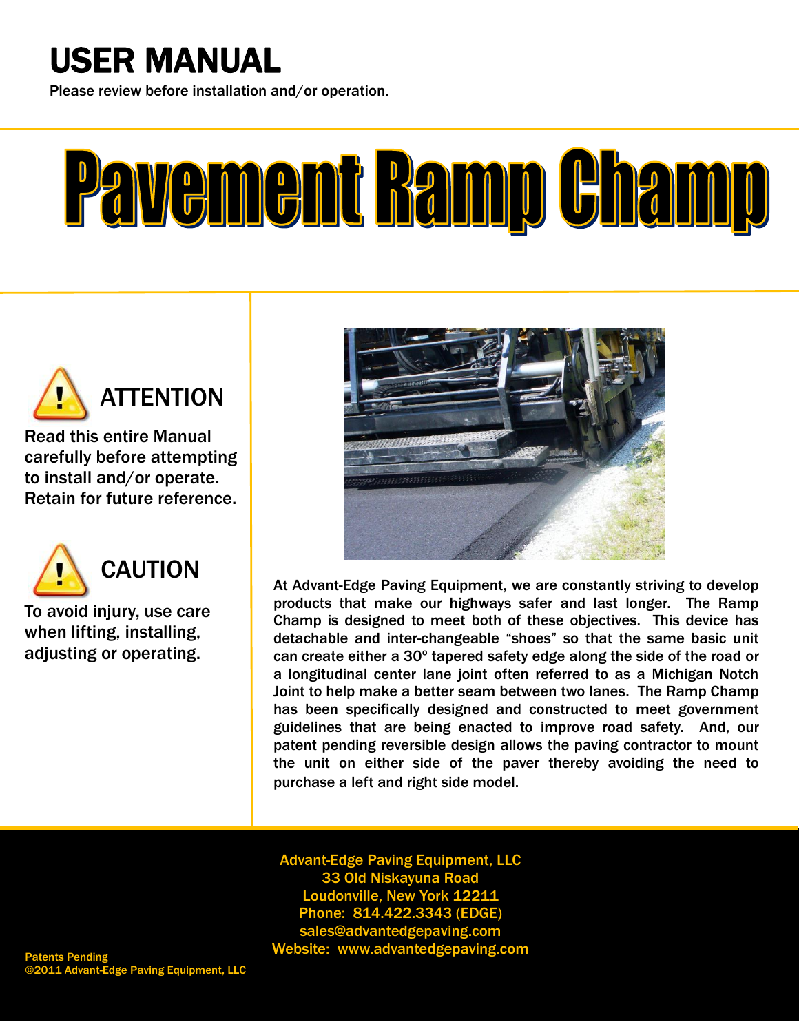# USER MANUAL

Please review before installation and/or operation.

# Pavement Ramp Champ

## ATTENTION

Read this entire Manual carefully before attempting to install and/or operate. Retain for future reference.

## CAUTION

To avoid injury, use care when lifting, installing, adjusting or operating.

At Advant-Edge Paving Equipment, we are constantly striving to develop products that make our highways safer and last longer. The Ramp Champ is designed to meet both of these objectives. This device has detachable and inter-changeable "shoes" so that the same basic unit can create either a 30º tapered safety edge along the side of the road or a longitudinal center lane joint often referred to as a Michigan Notch Joint to help make a better seam between two lanes. The Ramp Champ has been specifically designed and constructed to meet government guidelines that are being enacted to improve road safety. And, our patent pending reversible design allows the paving contractor to mount the unit on either side of the paver thereby avoiding the need to purchase a left and right side model.

Advant-Edge Paving Equipment, LLC
33 Old Niskayuna Road
Loudonville, New York 12211
Phone: 814.422.3343 (EDGE)
sales@advantedgepaving.com
Website: www.advantedgepaving.com

Patents Pending
©2011 Advant-Edge Paving Equipment, LLC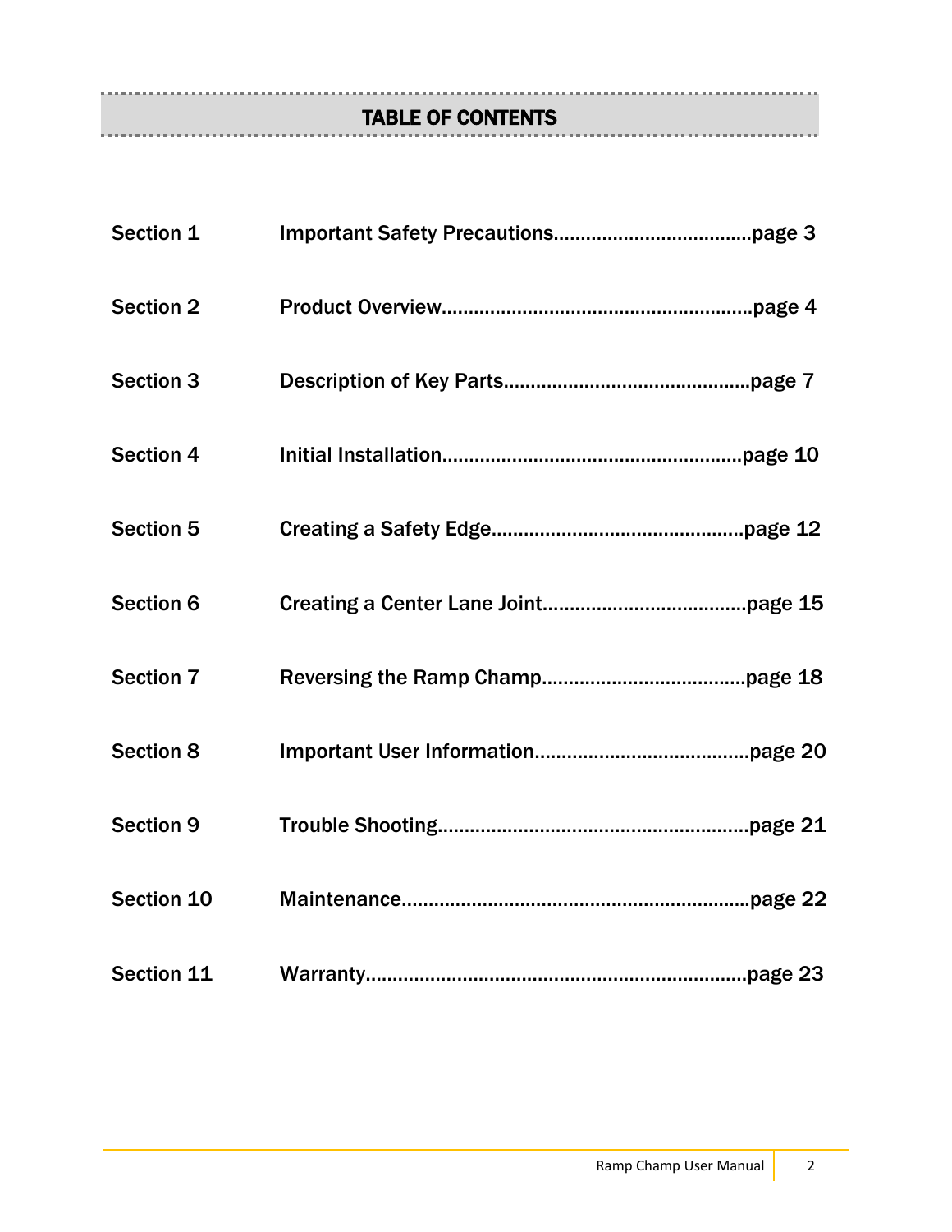# TABLE OF CONTENTS

| | | |
|---|---|---|
| Section 1 | Important Safety Precautions | page 3 |
| Section 2 | Product Overview | page 4 |
| Section 3 | Description of Key Parts | page 7 |
| Section 4 | Initial Installation | page 10 |
| Section 5 | Creating a Safety Edge | page 12 |
| Section 6 | Creating a Center Lane Joint | page 15 |
| Section 7 | Reversing the Ramp Champ | page 18 |
| Section 8 | Important User Information | page 20 |
| Section 9 | Trouble Shooting | page 21 |
| Section 10 | Maintenance | page 22 |
| Section 11 | Warranty | page 23 |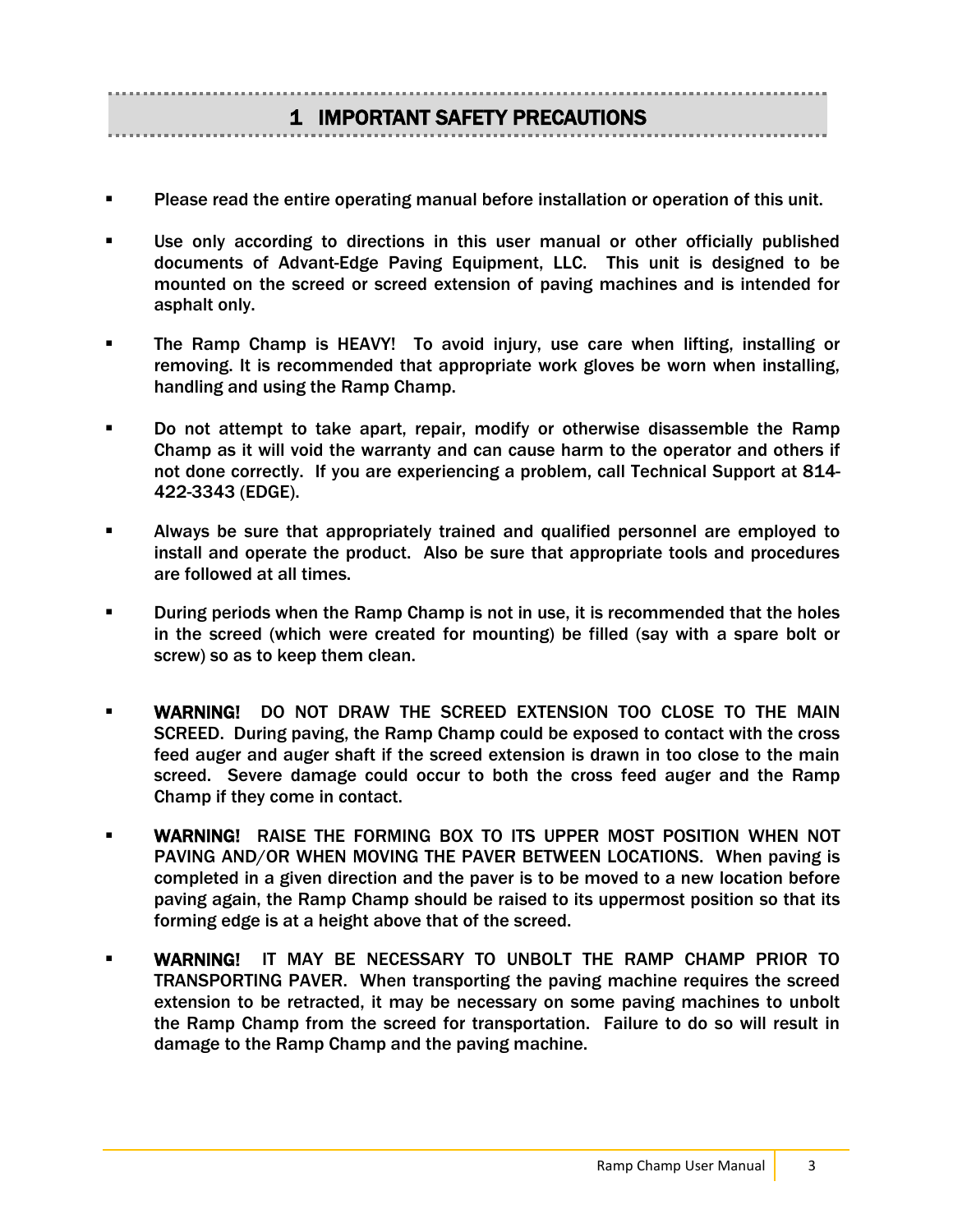# 1 IMPORTANT SAFETY PRECAUTIONS

- Please read the entire operating manual before installation or operation of this unit.
- Use only according to directions in this user manual or other officially published documents of Advant-Edge Paving Equipment, LLC. This unit is designed to be mounted on the screed or screed extension of paving machines and is intended for asphalt only.
- The Ramp Champ is HEAVY! To avoid injury, use care when lifting, installing or removing. It is recommended that appropriate work gloves be worn when installing, handling and using the Ramp Champ.
- Do not attempt to take apart, repair, modify or otherwise disassemble the Ramp Champ as it will void the warranty and can cause harm to the operator and others if not done correctly. If you are experiencing a problem, call Technical Support at 814-422-3343 (EDGE).
- Always be sure that appropriately trained and qualified personnel are employed to install and operate the product. Also be sure that appropriate tools and procedures are followed at all times.
- During periods when the Ramp Champ is not in use, it is recommended that the holes in the screed (which were created for mounting) be filled (say with a spare bolt or screw) so as to keep them clean.
- **WARNING!** DO NOT DRAW THE SCREED EXTENSION TOO CLOSE TO THE MAIN SCREED. During paving, the Ramp Champ could be exposed to contact with the cross feed auger and auger shaft if the screed extension is drawn in too close to the main screed. Severe damage could occur to both the cross feed auger and the Ramp Champ if they come in contact.
- **WARNING!** RAISE THE FORMING BOX TO ITS UPPER MOST POSITION WHEN NOT PAVING AND/OR WHEN MOVING THE PAVER BETWEEN LOCATIONS. When paving is completed in a given direction and the paver is to be moved to a new location before paving again, the Ramp Champ should be raised to its uppermost position so that its forming edge is at a height above that of the screed.
- **WARNING!** IT MAY BE NECESSARY TO UNBOLT THE RAMP CHAMP PRIOR TO TRANSPORTING PAVER. When transporting the paving machine requires the screed extension to be retracted, it may be necessary on some paving machines to unbolt the Ramp Champ from the screed for transportation. Failure to do so will result in damage to the Ramp Champ and the paving machine.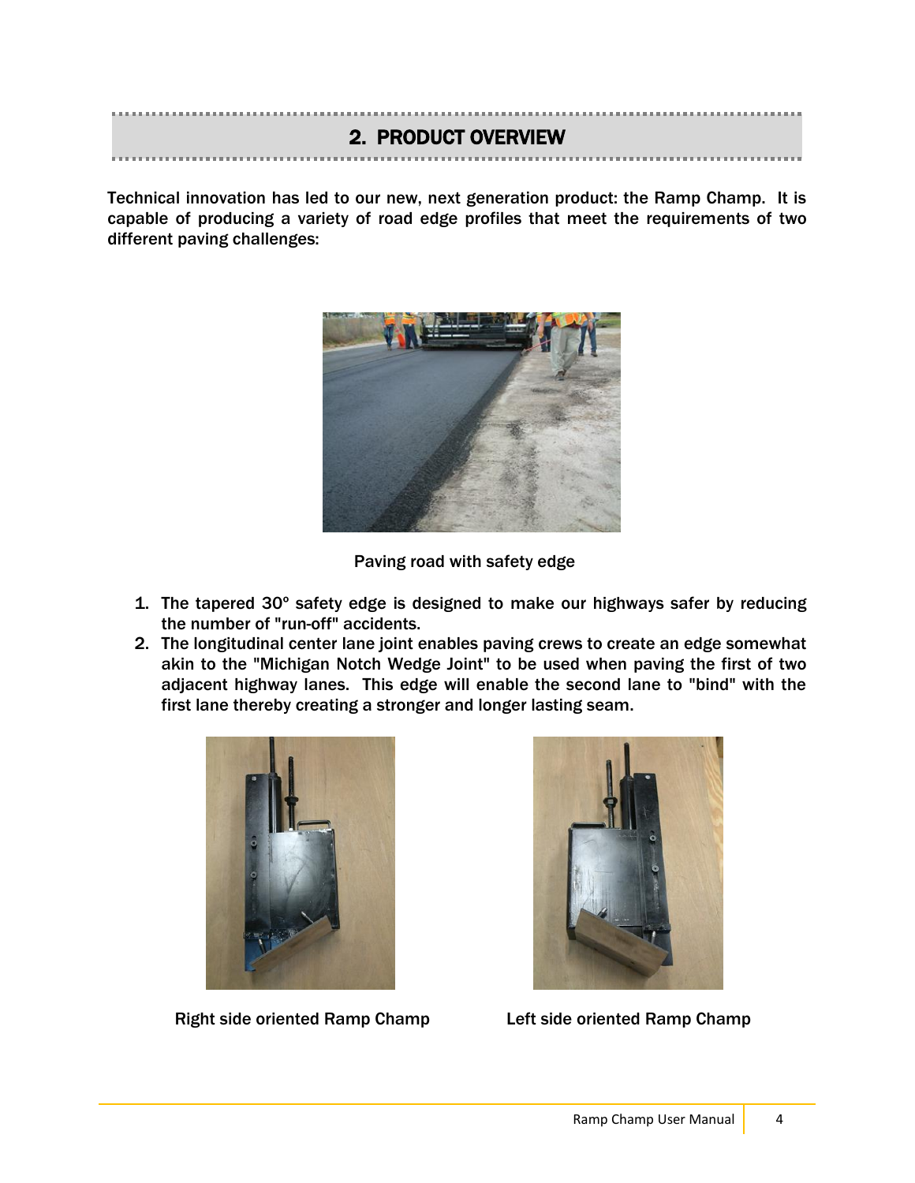## 2. PRODUCT OVERVIEW

Technical innovation has led to our new, next generation product: the Ramp Champ. It is capable of producing a variety of road edge profiles that meet the requirements of two different paving challenges:

Paving road with safety edge

1. The tapered 30° safety edge is designed to make our highways safer by reducing the number of "run-off" accidents.
2. The longitudinal center lane joint enables paving crews to create an edge somewhat akin to the "Michigan Notch Wedge Joint" to be used when paving the first of two adjacent highway lanes. This edge will enable the second lane to "bind" with the first lane thereby creating a stronger and longer lasting seam.

Right side oriented Ramp Champ

Left side oriented Ramp Champ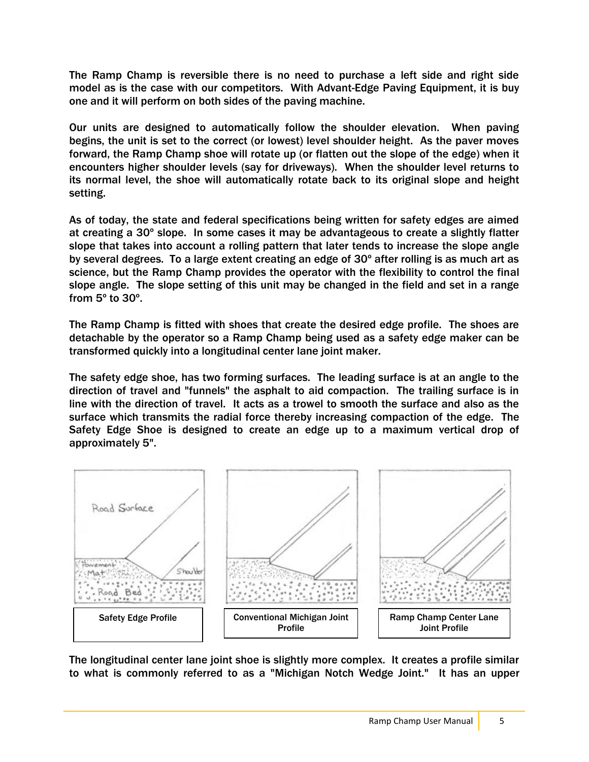The Ramp Champ is reversible there is no need to purchase a left side and right side model as is the case with our competitors. With Advant-Edge Paving Equipment, it is buy one and it will perform on both sides of the paving machine.

Our units are designed to automatically follow the shoulder elevation. When paving begins, the unit is set to the correct (or lowest) level shoulder height. As the paver moves forward, the Ramp Champ shoe will rotate up (or flatten out the slope of the edge) when it encounters higher shoulder levels (say for driveways). When the shoulder level returns to its normal level, the shoe will automatically rotate back to its original slope and height setting.

As of today, the state and federal specifications being written for safety edges are aimed at creating a 30º slope. In some cases it may be advantageous to create a slightly flatter slope that takes into account a rolling pattern that later tends to increase the slope angle by several degrees. To a large extent creating an edge of 30º after rolling is as much art as science, but the Ramp Champ provides the operator with the flexibility to control the final slope angle. The slope setting of this unit may be changed in the field and set in a range from 5º to 30º.

The Ramp Champ is fitted with shoes that create the desired edge profile. The shoes are detachable by the operator so a Ramp Champ being used as a safety edge maker can be transformed quickly into a longitudinal center lane joint maker.

The safety edge shoe, has two forming surfaces. The leading surface is at an angle to the direction of travel and "funnels" the asphalt to aid compaction. The trailing surface is in line with the direction of travel. It acts as a trowel to smooth the surface and also as the surface which transmits the radial force thereby increasing compaction of the edge. The Safety Edge Shoe is designed to create an edge up to a maximum vertical drop of approximately 5".

Safety Edge Profile

Conventional Michigan Joint Profile

Ramp Champ Center Lane Joint Profile

The longitudinal center lane joint shoe is slightly more complex. It creates a profile similar to what is commonly referred to as a "Michigan Notch Wedge Joint." It has an upper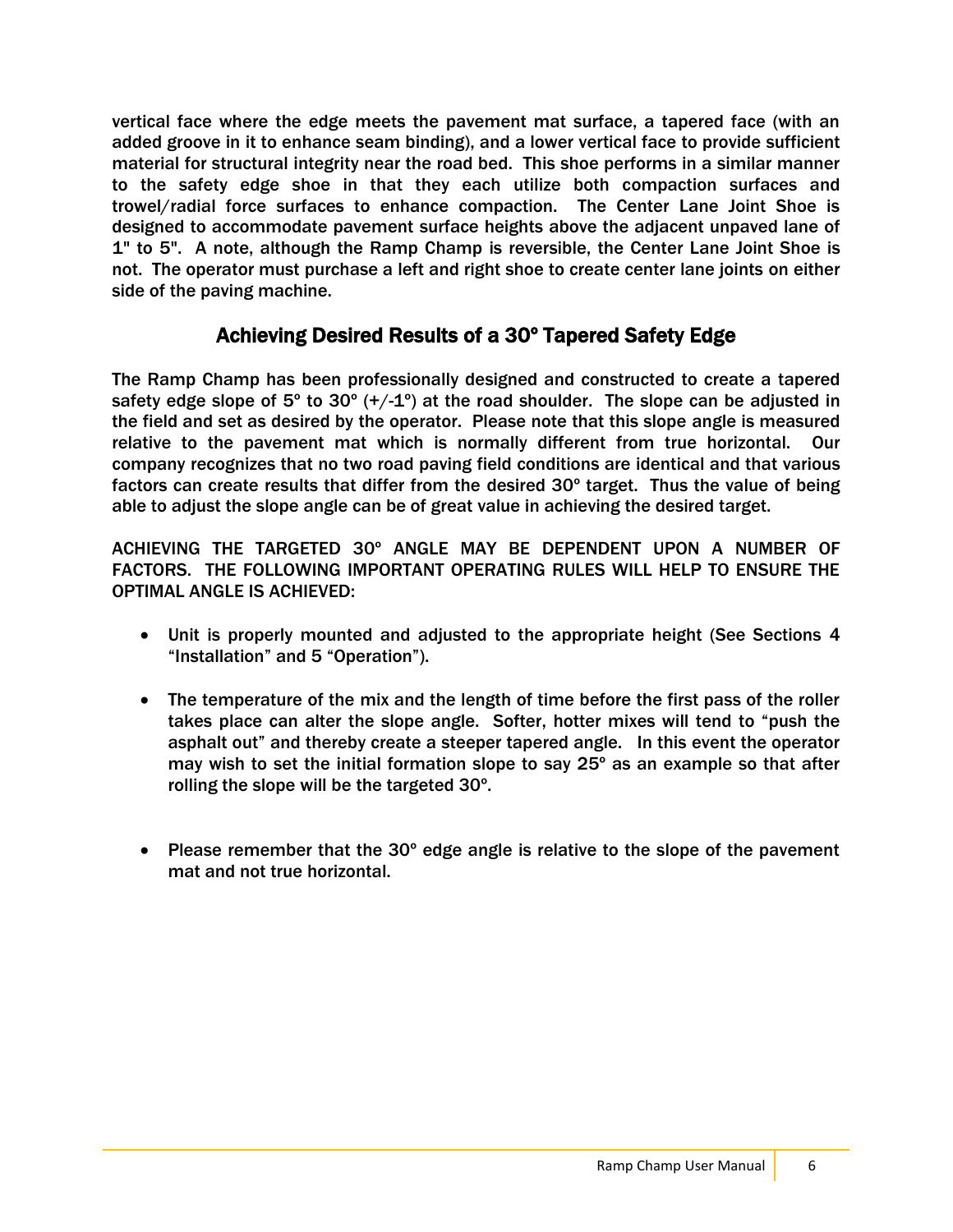vertical face where the edge meets the pavement mat surface, a tapered face (with an added groove in it to enhance seam binding), and a lower vertical face to provide sufficient material for structural integrity near the road bed. This shoe performs in a similar manner to the safety edge shoe in that they each utilize both compaction surfaces and trowel/radial force surfaces to enhance compaction. The Center Lane Joint Shoe is designed to accommodate pavement surface heights above the adjacent unpaved lane of 1" to 5". A note, although the Ramp Champ is reversible, the Center Lane Joint Shoe is not. The operator must purchase a left and right shoe to create center lane joints on either side of the paving machine.

## Achieving Desired Results of a 30º Tapered Safety Edge

The Ramp Champ has been professionally designed and constructed to create a tapered safety edge slope of 5º to 30º (+/-1º) at the road shoulder. The slope can be adjusted in the field and set as desired by the operator. Please note that this slope angle is measured relative to the pavement mat which is normally different from true horizontal. Our company recognizes that no two road paving field conditions are identical and that various factors can create results that differ from the desired 30º target. Thus the value of being able to adjust the slope angle can be of great value in achieving the desired target.

ACHIEVING THE TARGETED 30º ANGLE MAY BE DEPENDENT UPON A NUMBER OF FACTORS. THE FOLLOWING IMPORTANT OPERATING RULES WILL HELP TO ENSURE THE OPTIMAL ANGLE IS ACHIEVED:

- Unit is properly mounted and adjusted to the appropriate height (See Sections 4 "Installation" and 5 "Operation").
- The temperature of the mix and the length of time before the first pass of the roller takes place can alter the slope angle. Softer, hotter mixes will tend to "push the asphalt out" and thereby create a steeper tapered angle. In this event the operator may wish to set the initial formation slope to say 25º as an example so that after rolling the slope will be the targeted 30º.
- Please remember that the 30º edge angle is relative to the slope of the pavement mat and not true horizontal.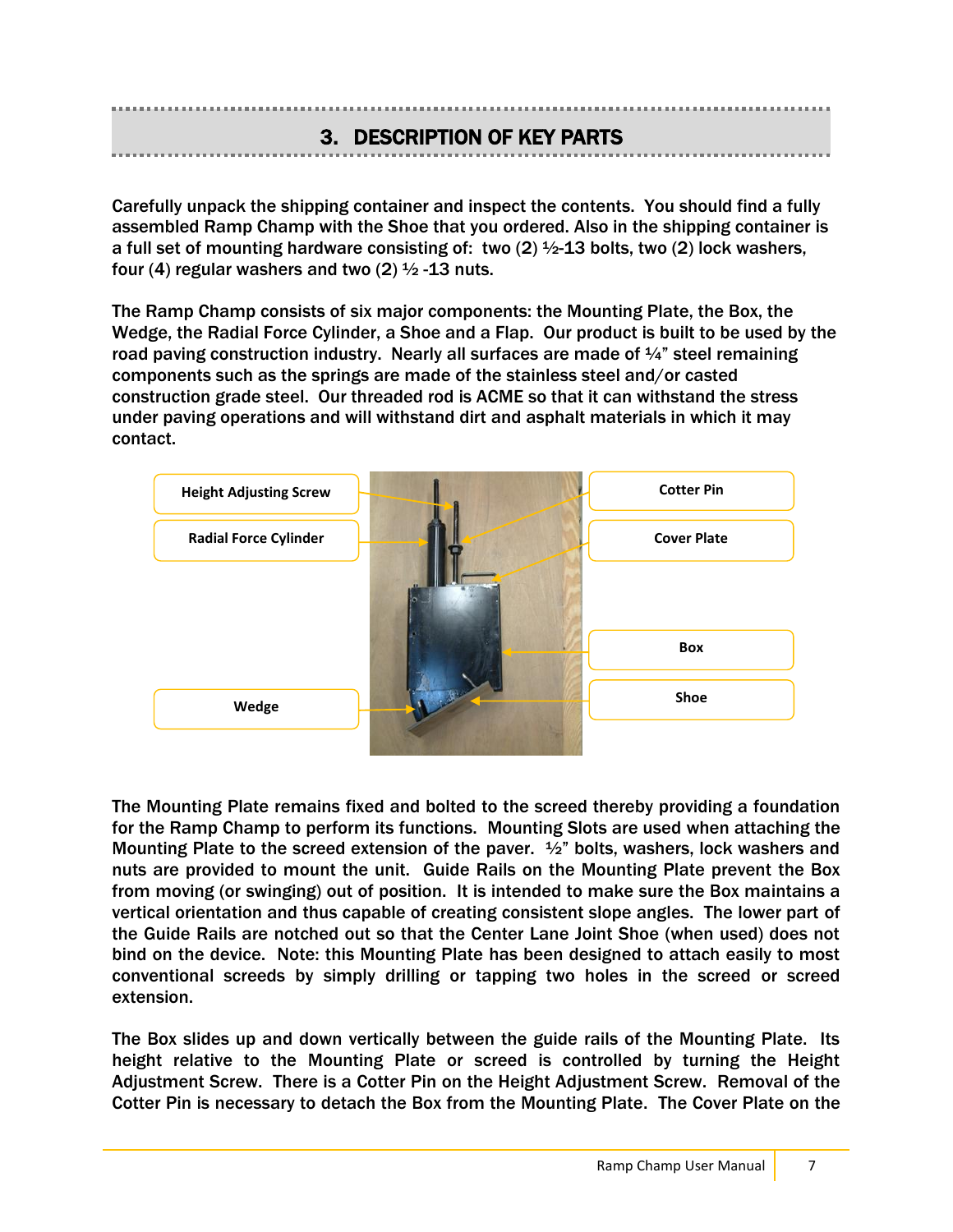# 3. DESCRIPTION OF KEY PARTS

Carefully unpack the shipping container and inspect the contents. You should find a fully assembled Ramp Champ with the Shoe that you ordered. Also in the shipping container is a full set of mounting hardware consisting of: two (2) ½-13 bolts, two (2) lock washers, four (4) regular washers and two (2) ½ -13 nuts.

The Ramp Champ consists of six major components: the Mounting Plate, the Box, the Wedge, the Radial Force Cylinder, a Shoe and a Flap. Our product is built to be used by the road paving construction industry. Nearly all surfaces are made of ¼" steel remaining components such as the springs are made of the stainless steel and/or casted construction grade steel. Our threaded rod is ACME so that it can withstand the stress under paving operations and will withstand dirt and asphalt materials in which it may contact.

Height Adjusting Screw

Radial Force Cylinder

Wedge

Cotter Pin

Cover Plate

Box

Shoe

The Mounting Plate remains fixed and bolted to the screed thereby providing a foundation for the Ramp Champ to perform its functions. Mounting Slots are used when attaching the Mounting Plate to the screed extension of the paver. ½" bolts, washers, lock washers and nuts are provided to mount the unit. Guide Rails on the Mounting Plate prevent the Box from moving (or swinging) out of position. It is intended to make sure the Box maintains a vertical orientation and thus capable of creating consistent slope angles. The lower part of the Guide Rails are notched out so that the Center Lane Joint Shoe (when used) does not bind on the device. Note: this Mounting Plate has been designed to attach easily to most conventional screeds by simply drilling or tapping two holes in the screed or screed extension.

The Box slides up and down vertically between the guide rails of the Mounting Plate. Its height relative to the Mounting Plate or screed is controlled by turning the Height Adjustment Screw. There is a Cotter Pin on the Height Adjustment Screw. Removal of the Cotter Pin is necessary to detach the Box from the Mounting Plate. The Cover Plate on the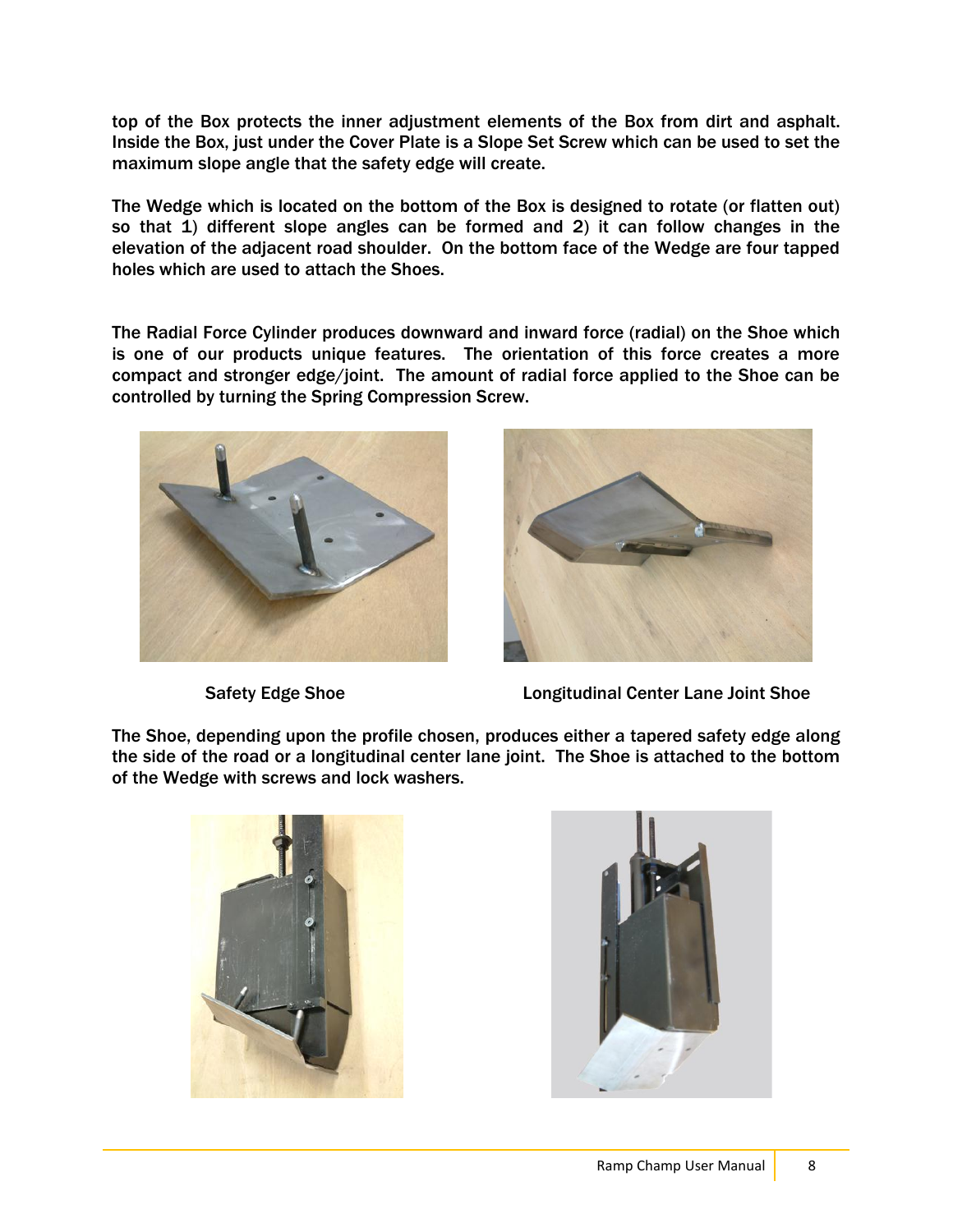top of the Box protects the inner adjustment elements of the Box from dirt and asphalt. Inside the Box, just under the Cover Plate is a Slope Set Screw which can be used to set the maximum slope angle that the safety edge will create.

The Wedge which is located on the bottom of the Box is designed to rotate (or flatten out) so that 1) different slope angles can be formed and 2) it can follow changes in the elevation of the adjacent road shoulder. On the bottom face of the Wedge are four tapped holes which are used to attach the Shoes.

The Radial Force Cylinder produces downward and inward force (radial) on the Shoe which is one of our products unique features. The orientation of this force creates a more compact and stronger edge/joint. The amount of radial force applied to the Shoe can be controlled by turning the Spring Compression Screw.

Safety Edge Shoe

Longitudinal Center Lane Joint Shoe

The Shoe, depending upon the profile chosen, produces either a tapered safety edge along the side of the road or a longitudinal center lane joint. The Shoe is attached to the bottom of the Wedge with screws and lock washers.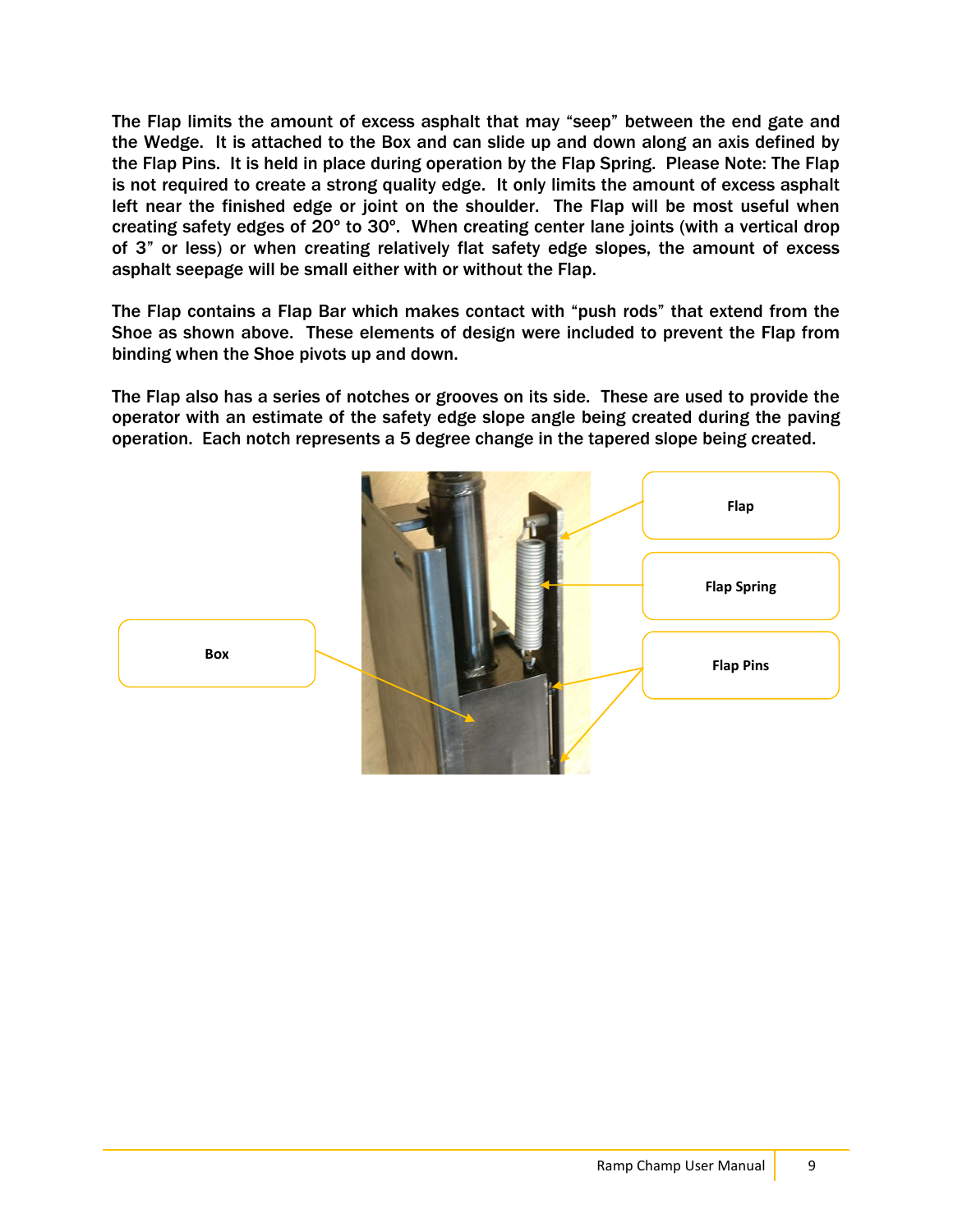The Flap limits the amount of excess asphalt that may "seep" between the end gate and the Wedge. It is attached to the Box and can slide up and down along an axis defined by the Flap Pins. It is held in place during operation by the Flap Spring. Please Note: The Flap is not required to create a strong quality edge. It only limits the amount of excess asphalt left near the finished edge or joint on the shoulder. The Flap will be most useful when creating safety edges of 20º to 30º. When creating center lane joints (with a vertical drop of 3" or less) or when creating relatively flat safety edge slopes, the amount of excess asphalt seepage will be small either with or without the Flap.

The Flap contains a Flap Bar which makes contact with "push rods" that extend from the Shoe as shown above. These elements of design were included to prevent the Flap from binding when the Shoe pivots up and down.

The Flap also has a series of notches or grooves on its side. These are used to provide the operator with an estimate of the safety edge slope angle being created during the paving operation. Each notch represents a 5 degree change in the tapered slope being created.

Box

Flap

Flap Spring

Flap Pins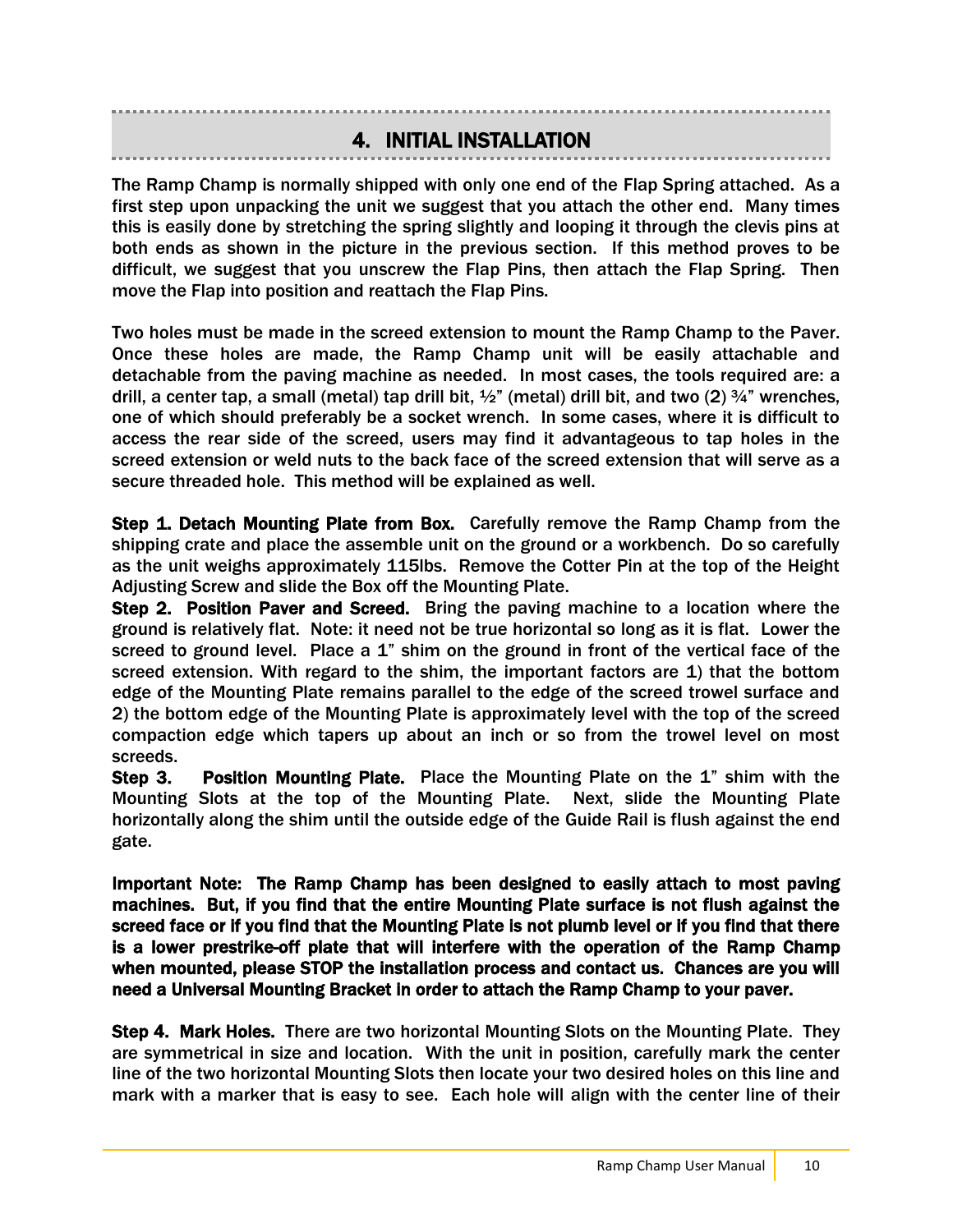## 4. INITIAL INSTALLATION

The Ramp Champ is normally shipped with only one end of the Flap Spring attached. As a first step upon unpacking the unit we suggest that you attach the other end. Many times this is easily done by stretching the spring slightly and looping it through the clevis pins at both ends as shown in the picture in the previous section. If this method proves to be difficult, we suggest that you unscrew the Flap Pins, then attach the Flap Spring. Then move the Flap into position and reattach the Flap Pins.

Two holes must be made in the screed extension to mount the Ramp Champ to the Paver. Once these holes are made, the Ramp Champ unit will be easily attachable and detachable from the paving machine as needed. In most cases, the tools required are: a drill, a center tap, a small (metal) tap drill bit, ½" (metal) drill bit, and two (2) ¾" wrenches, one of which should preferably be a socket wrench. In some cases, where it is difficult to access the rear side of the screed, users may find it advantageous to tap holes in the screed extension or weld nuts to the back face of the screed extension that will serve as a secure threaded hole. This method will be explained as well.

**Step 1. Detach Mounting Plate from Box.** Carefully remove the Ramp Champ from the shipping crate and place the assemble unit on the ground or a workbench. Do so carefully as the unit weighs approximately 115lbs. Remove the Cotter Pin at the top of the Height Adjusting Screw and slide the Box off the Mounting Plate.

**Step 2. Position Paver and Screed.** Bring the paving machine to a location where the ground is relatively flat. Note: it need not be true horizontal so long as it is flat. Lower the screed to ground level. Place a 1" shim on the ground in front of the vertical face of the screed extension. With regard to the shim, the important factors are 1) that the bottom edge of the Mounting Plate remains parallel to the edge of the screed trowel surface and 2) the bottom edge of the Mounting Plate is approximately level with the top of the screed compaction edge which tapers up about an inch or so from the trowel level on most screeds.

**Step 3. Position Mounting Plate.** Place the Mounting Plate on the 1" shim with the Mounting Slots at the top of the Mounting Plate. Next, slide the Mounting Plate horizontally along the shim until the outside edge of the Guide Rail is flush against the end gate.

**Important Note: The Ramp Champ has been designed to easily attach to most paving machines. But, if you find that the entire Mounting Plate surface is not flush against the screed face or if you find that the Mounting Plate is not plumb level or if you find that there is a lower prestrike-off plate that will interfere with the operation of the Ramp Champ when mounted, please STOP the installation process and contact us. Chances are you will need a Universal Mounting Bracket in order to attach the Ramp Champ to your paver.**

**Step 4. Mark Holes.** There are two horizontal Mounting Slots on the Mounting Plate. They are symmetrical in size and location. With the unit in position, carefully mark the center line of the two horizontal Mounting Slots then locate your two desired holes on this line and mark with a marker that is easy to see. Each hole will align with the center line of their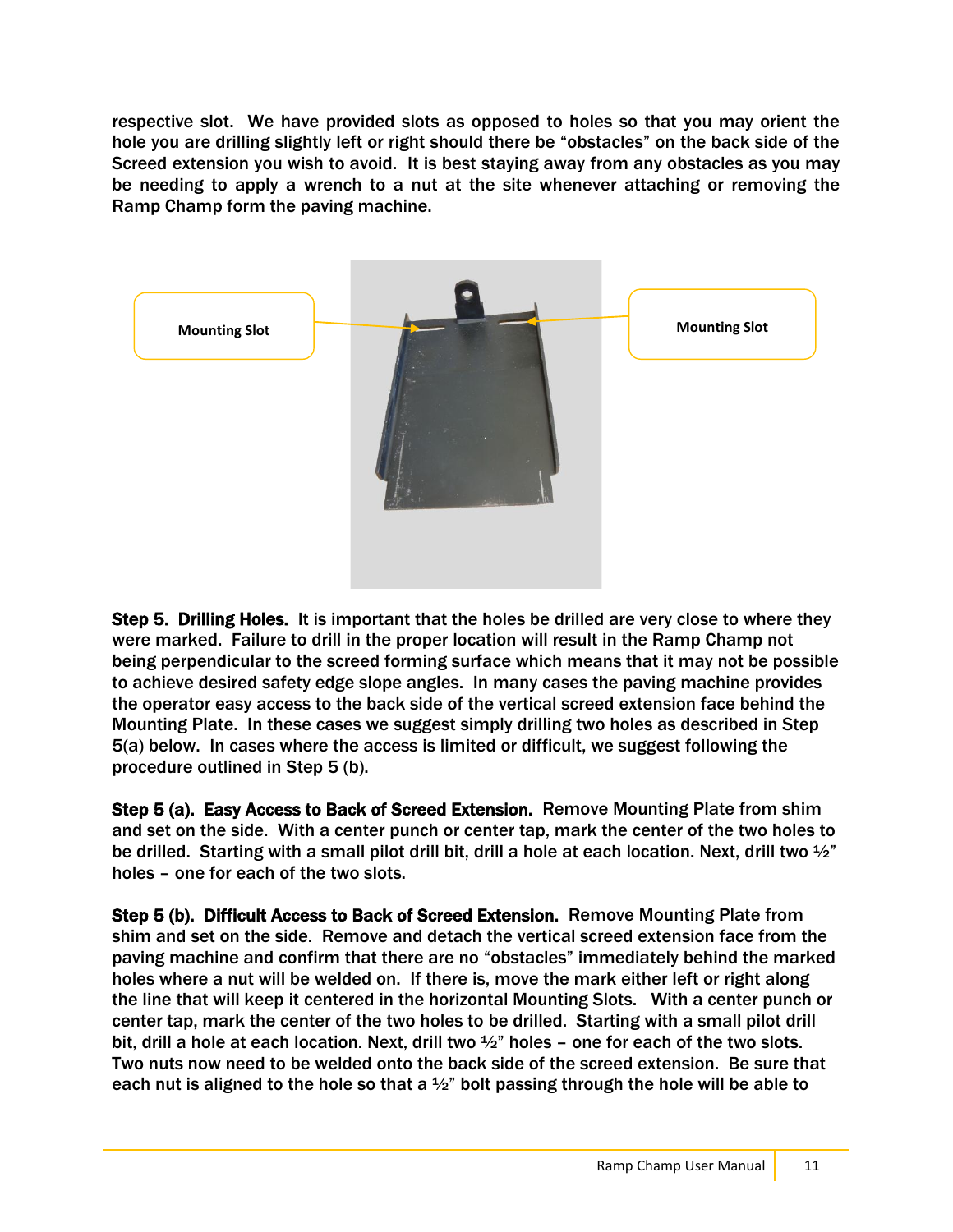respective slot. We have provided slots as opposed to holes so that you may orient the hole you are drilling slightly left or right should there be "obstacles" on the back side of the Screed extension you wish to avoid. It is best staying away from any obstacles as you may be needing to apply a wrench to a nut at the site whenever attaching or removing the Ramp Champ form the paving machine.

Mounting Slot

Mounting Slot

**Step 5. Drilling Holes.** It is important that the holes be drilled are very close to where they were marked. Failure to drill in the proper location will result in the Ramp Champ not being perpendicular to the screed forming surface which means that it may not be possible to achieve desired safety edge slope angles. In many cases the paving machine provides the operator easy access to the back side of the vertical screed extension face behind the Mounting Plate. In these cases we suggest simply drilling two holes as described in Step 5(a) below. In cases where the access is limited or difficult, we suggest following the procedure outlined in Step 5 (b).

**Step 5 (a). Easy Access to Back of Screed Extension.** Remove Mounting Plate from shim and set on the side. With a center punch or center tap, mark the center of the two holes to be drilled. Starting with a small pilot drill bit, drill a hole at each location. Next, drill two ½" holes – one for each of the two slots.

**Step 5 (b). Difficult Access to Back of Screed Extension.** Remove Mounting Plate from shim and set on the side. Remove and detach the vertical screed extension face from the paving machine and confirm that there are no "obstacles" immediately behind the marked holes where a nut will be welded on. If there is, move the mark either left or right along the line that will keep it centered in the horizontal Mounting Slots. With a center punch or center tap, mark the center of the two holes to be drilled. Starting with a small pilot drill bit, drill a hole at each location. Next, drill two ½" holes – one for each of the two slots. Two nuts now need to be welded onto the back side of the screed extension. Be sure that each nut is aligned to the hole so that a ½" bolt passing through the hole will be able to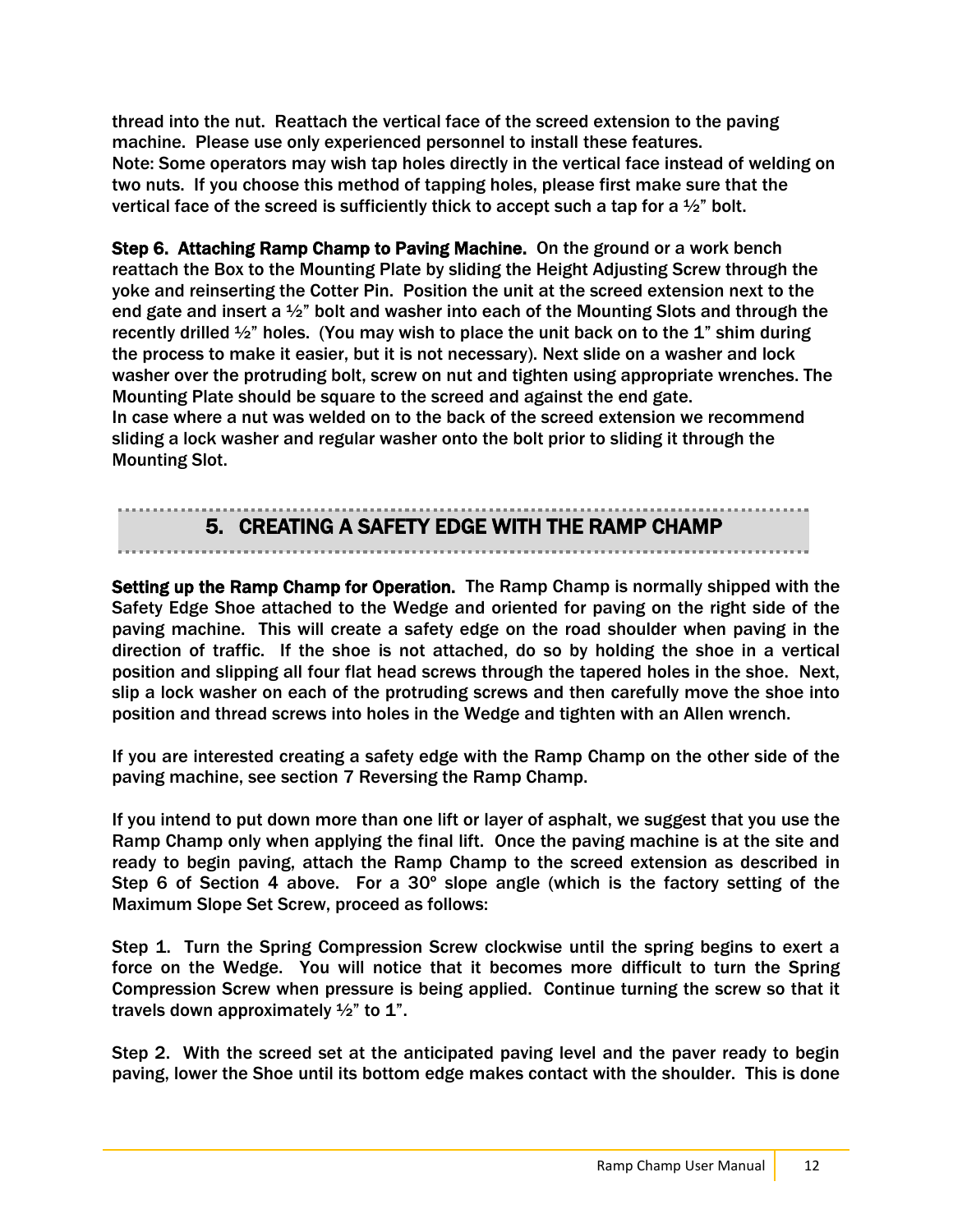thread into the nut. Reattach the vertical face of the screed extension to the paving machine. Please use only experienced personnel to install these features.
Note: Some operators may wish tap holes directly in the vertical face instead of welding on two nuts. If you choose this method of tapping holes, please first make sure that the vertical face of the screed is sufficiently thick to accept such a tap for a ½" bolt.

**Step 6. Attaching Ramp Champ to Paving Machine.** On the ground or a work bench reattach the Box to the Mounting Plate by sliding the Height Adjusting Screw through the yoke and reinserting the Cotter Pin. Position the unit at the screed extension next to the end gate and insert a ½" bolt and washer into each of the Mounting Slots and through the recently drilled ½" holes. (You may wish to place the unit back on to the 1" shim during the process to make it easier, but it is not necessary). Next slide on a washer and lock washer over the protruding bolt, screw on nut and tighten using appropriate wrenches. The Mounting Plate should be square to the screed and against the end gate.
In case where a nut was welded on to the back of the screed extension we recommend sliding a lock washer and regular washer onto the bolt prior to sliding it through the Mounting Slot.

## 5. CREATING A SAFETY EDGE WITH THE RAMP CHAMP

**Setting up the Ramp Champ for Operation.** The Ramp Champ is normally shipped with the Safety Edge Shoe attached to the Wedge and oriented for paving on the right side of the paving machine. This will create a safety edge on the road shoulder when paving in the direction of traffic. If the shoe is not attached, do so by holding the shoe in a vertical position and slipping all four flat head screws through the tapered holes in the shoe. Next, slip a lock washer on each of the protruding screws and then carefully move the shoe into position and thread screws into holes in the Wedge and tighten with an Allen wrench.

If you are interested creating a safety edge with the Ramp Champ on the other side of the paving machine, see section 7 Reversing the Ramp Champ.

If you intend to put down more than one lift or layer of asphalt, we suggest that you use the Ramp Champ only when applying the final lift. Once the paving machine is at the site and ready to begin paving, attach the Ramp Champ to the screed extension as described in Step 6 of Section 4 above. For a 30º slope angle (which is the factory setting of the Maximum Slope Set Screw, proceed as follows:

Step 1. Turn the Spring Compression Screw clockwise until the spring begins to exert a force on the Wedge. You will notice that it becomes more difficult to turn the Spring Compression Screw when pressure is being applied. Continue turning the screw so that it travels down approximately ½" to 1".

Step 2. With the screed set at the anticipated paving level and the paver ready to begin paving, lower the Shoe until its bottom edge makes contact with the shoulder. This is done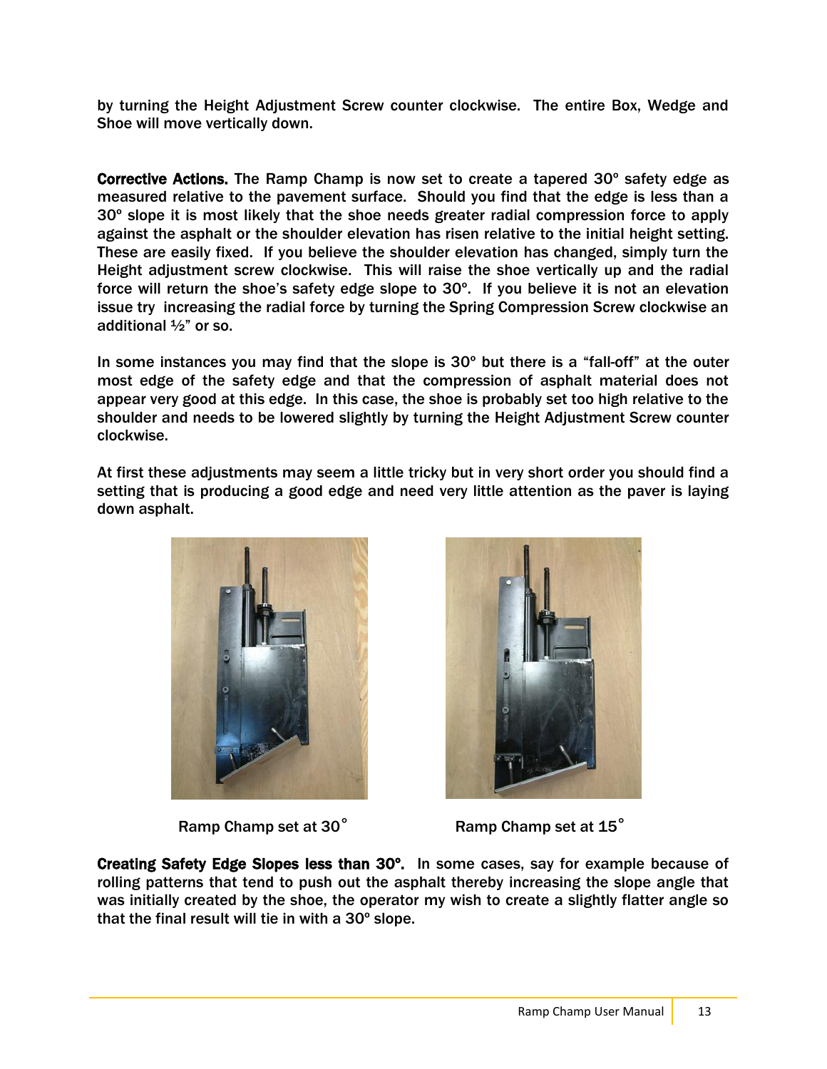by turning the Height Adjustment Screw counter clockwise. The entire Box, Wedge and Shoe will move vertically down.

**Corrective Actions.** The Ramp Champ is now set to create a tapered 30º safety edge as measured relative to the pavement surface. Should you find that the edge is less than a 30º slope it is most likely that the shoe needs greater radial compression force to apply against the asphalt or the shoulder elevation has risen relative to the initial height setting. These are easily fixed. If you believe the shoulder elevation has changed, simply turn the Height adjustment screw clockwise. This will raise the shoe vertically up and the radial force will return the shoe's safety edge slope to 30º. If you believe it is not an elevation issue try increasing the radial force by turning the Spring Compression Screw clockwise an additional ½" or so.

In some instances you may find that the slope is 30º but there is a "fall-off" at the outer most edge of the safety edge and that the compression of asphalt material does not appear very good at this edge. In this case, the shoe is probably set too high relative to the shoulder and needs to be lowered slightly by turning the Height Adjustment Screw counter clockwise.

At first these adjustments may seem a little tricky but in very short order you should find a setting that is producing a good edge and need very little attention as the paver is laying down asphalt.

Ramp Champ set at 30˚

Ramp Champ set at 15˚

**Creating Safety Edge Slopes less than 30º.** In some cases, say for example because of rolling patterns that tend to push out the asphalt thereby increasing the slope angle that was initially created by the shoe, the operator my wish to create a slightly flatter angle so that the final result will tie in with a 30º slope.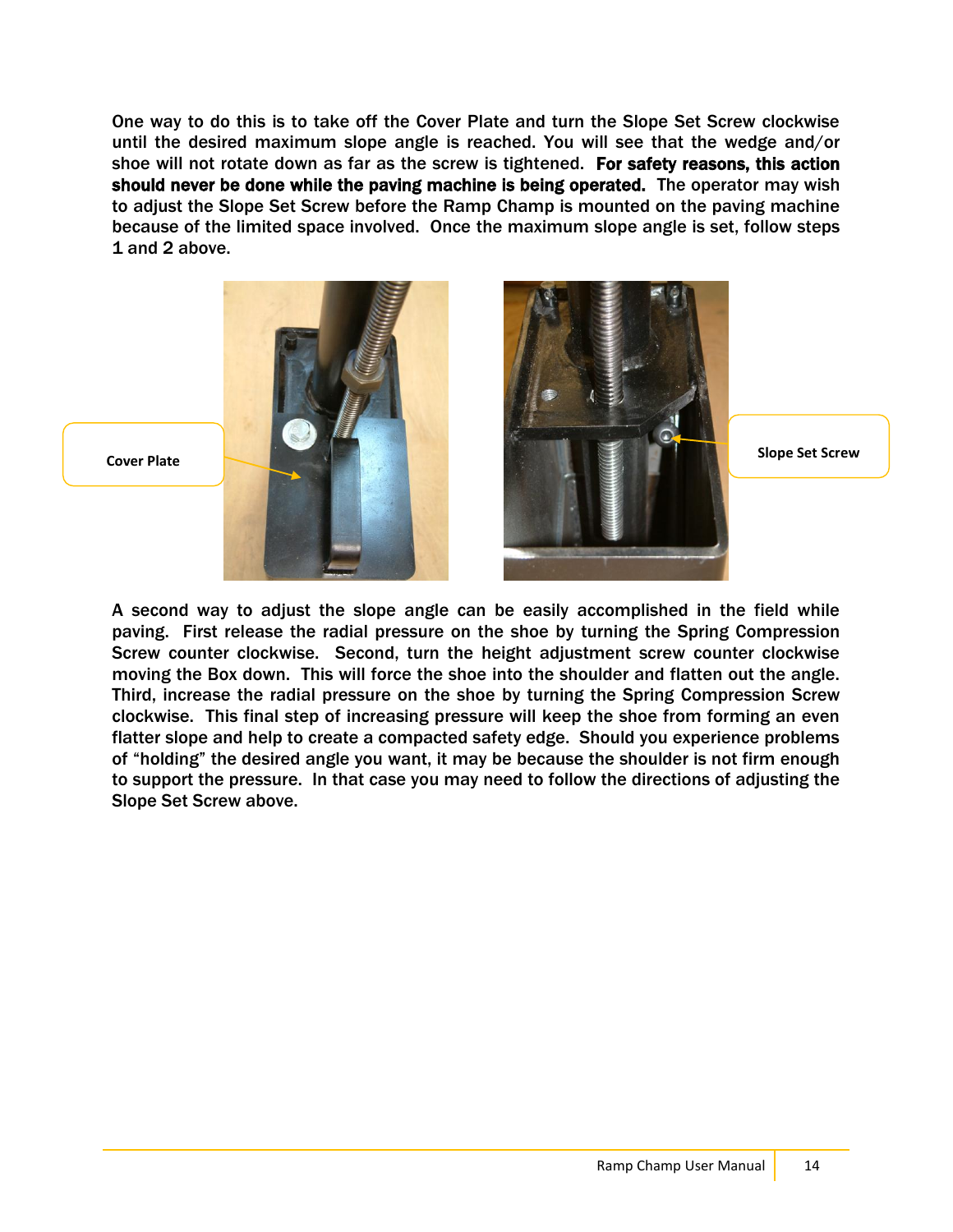One way to do this is to take off the Cover Plate and turn the Slope Set Screw clockwise until the desired maximum slope angle is reached. You will see that the wedge and/or shoe will not rotate down as far as the screw is tightened. **For safety reasons, this action should never be done while the paving machine is being operated.** The operator may wish to adjust the Slope Set Screw before the Ramp Champ is mounted on the paving machine because of the limited space involved. Once the maximum slope angle is set, follow steps 1 and 2 above.

Cover Plate

Slope Set Screw

A second way to adjust the slope angle can be easily accomplished in the field while paving. First release the radial pressure on the shoe by turning the Spring Compression Screw counter clockwise. Second, turn the height adjustment screw counter clockwise moving the Box down. This will force the shoe into the shoulder and flatten out the angle. Third, increase the radial pressure on the shoe by turning the Spring Compression Screw clockwise. This final step of increasing pressure will keep the shoe from forming an even flatter slope and help to create a compacted safety edge. Should you experience problems of "holding" the desired angle you want, it may be because the shoulder is not firm enough to support the pressure. In that case you may need to follow the directions of adjusting the Slope Set Screw above.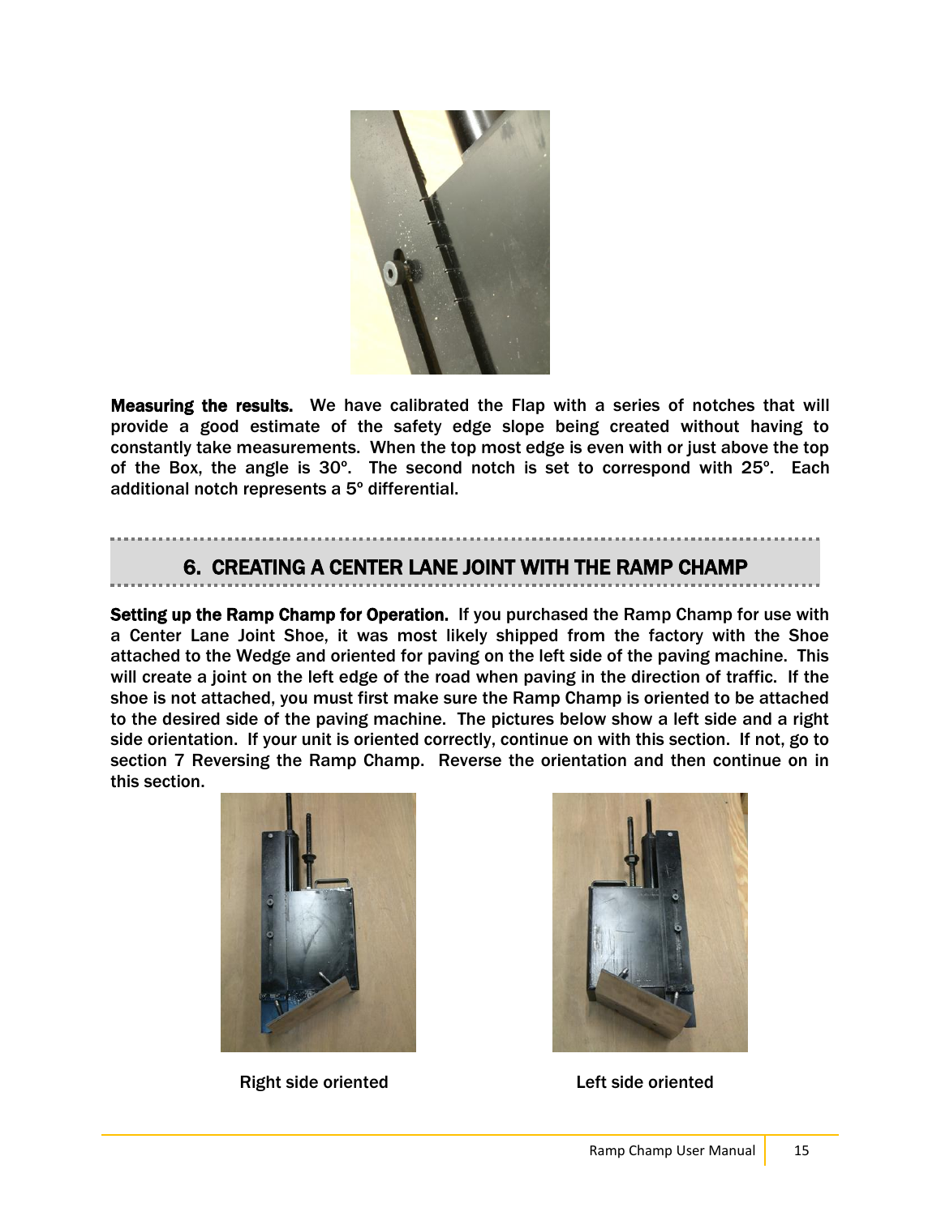**Measuring the results.** We have calibrated the Flap with a series of notches that will provide a good estimate of the safety edge slope being created without having to constantly take measurements. When the top most edge is even with or just above the top of the Box, the angle is 30º. The second notch is set to correspond with 25º. Each additional notch represents a 5º differential.

## 6. CREATING A CENTER LANE JOINT WITH THE RAMP CHAMP

**Setting up the Ramp Champ for Operation.** If you purchased the Ramp Champ for use with a Center Lane Joint Shoe, it was most likely shipped from the factory with the Shoe attached to the Wedge and oriented for paving on the left side of the paving machine. This will create a joint on the left edge of the road when paving in the direction of traffic. If the shoe is not attached, you must first make sure the Ramp Champ is oriented to be attached to the desired side of the paving machine. The pictures below show a left side and a right side orientation. If your unit is oriented correctly, continue on with this section. If not, go to section 7 Reversing the Ramp Champ. Reverse the orientation and then continue on in this section.

**Right side oriented**

**Left side oriented**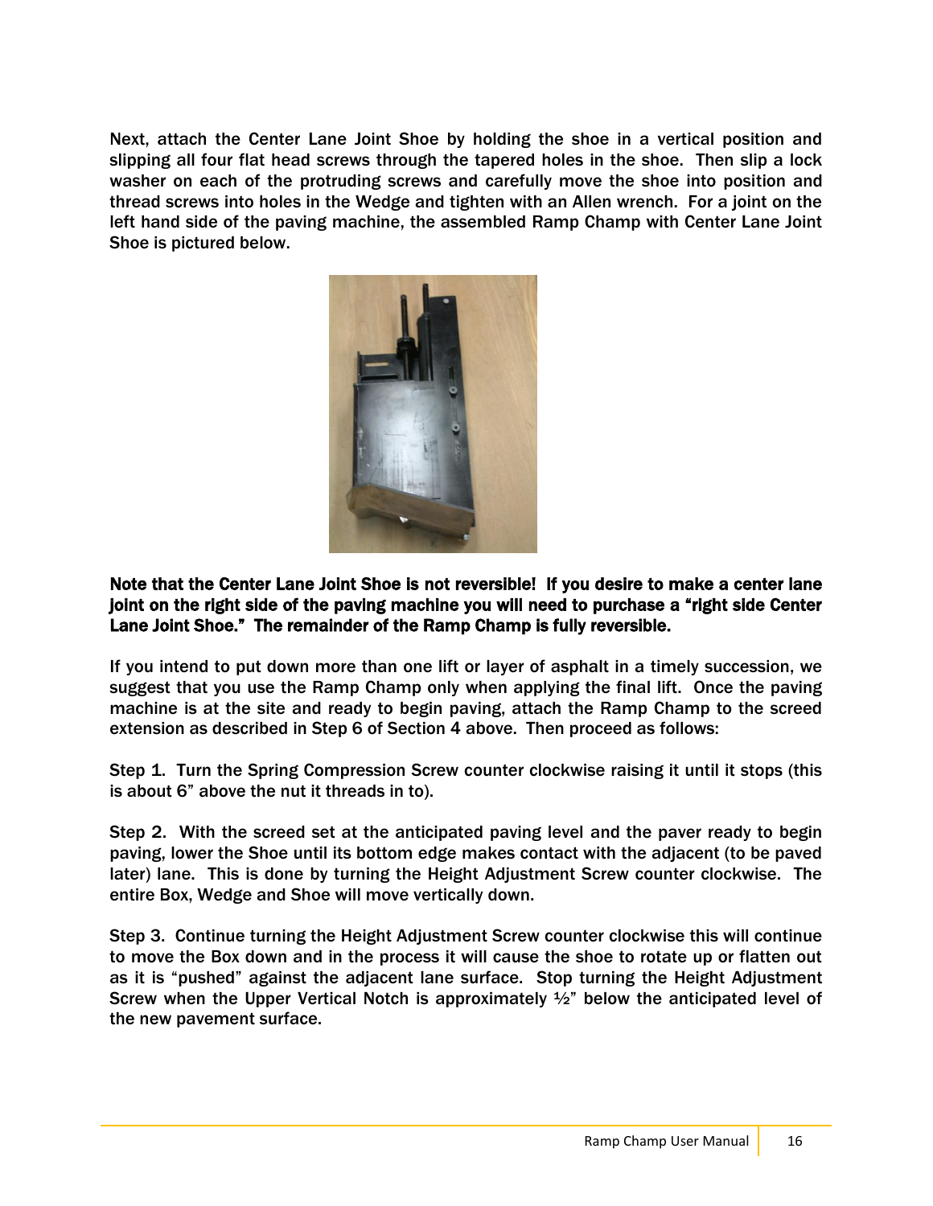Next, attach the Center Lane Joint Shoe by holding the shoe in a vertical position and slipping all four flat head screws through the tapered holes in the shoe. Then slip a lock washer on each of the protruding screws and carefully move the shoe into position and thread screws into holes in the Wedge and tighten with an Allen wrench. For a joint on the left hand side of the paving machine, the assembled Ramp Champ with Center Lane Joint Shoe is pictured below.

**Note that the Center Lane Joint Shoe is not reversible! If you desire to make a center lane joint on the right side of the paving machine you will need to purchase a "right side Center Lane Joint Shoe." The remainder of the Ramp Champ is fully reversible.**

If you intend to put down more than one lift or layer of asphalt in a timely succession, we suggest that you use the Ramp Champ only when applying the final lift. Once the paving machine is at the site and ready to begin paving, attach the Ramp Champ to the screed extension as described in Step 6 of Section 4 above. Then proceed as follows:

Step 1. Turn the Spring Compression Screw counter clockwise raising it until it stops (this is about 6" above the nut it threads in to).

Step 2. With the screed set at the anticipated paving level and the paver ready to begin paving, lower the Shoe until its bottom edge makes contact with the adjacent (to be paved later) lane. This is done by turning the Height Adjustment Screw counter clockwise. The entire Box, Wedge and Shoe will move vertically down.

Step 3. Continue turning the Height Adjustment Screw counter clockwise this will continue to move the Box down and in the process it will cause the shoe to rotate up or flatten out as it is "pushed" against the adjacent lane surface. Stop turning the Height Adjustment Screw when the Upper Vertical Notch is approximately ½" below the anticipated level of the new pavement surface.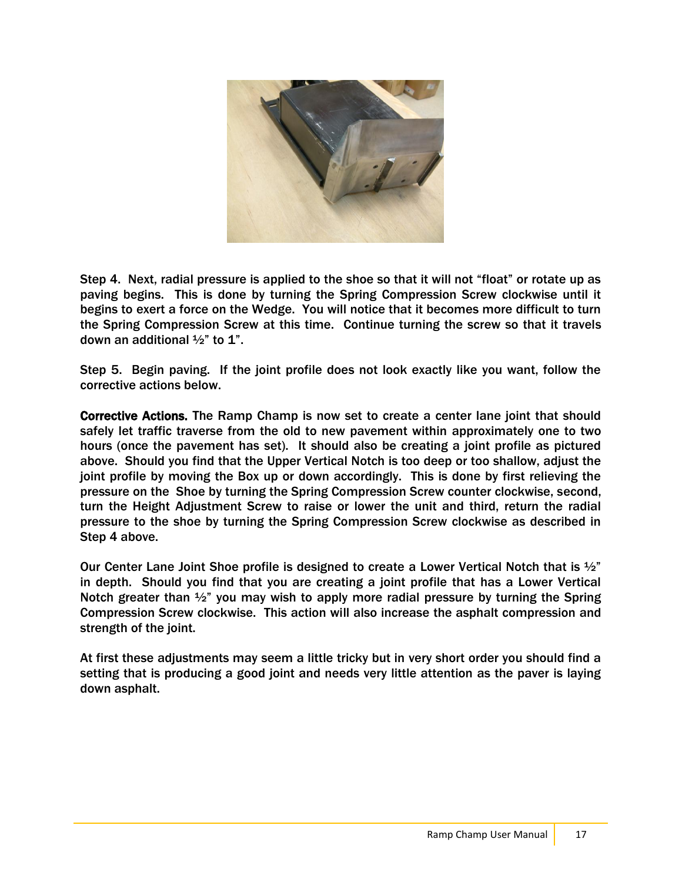Step 4. Next, radial pressure is applied to the shoe so that it will not "float" or rotate up as paving begins. This is done by turning the Spring Compression Screw clockwise until it begins to exert a force on the Wedge. You will notice that it becomes more difficult to turn the Spring Compression Screw at this time. Continue turning the screw so that it travels down an additional ½" to 1".

Step 5. Begin paving. If the joint profile does not look exactly like you want, follow the corrective actions below.

**Corrective Actions.** The Ramp Champ is now set to create a center lane joint that should safely let traffic traverse from the old to new pavement within approximately one to two hours (once the pavement has set). It should also be creating a joint profile as pictured above. Should you find that the Upper Vertical Notch is too deep or too shallow, adjust the joint profile by moving the Box up or down accordingly. This is done by first relieving the pressure on the Shoe by turning the Spring Compression Screw counter clockwise, second, turn the Height Adjustment Screw to raise or lower the unit and third, return the radial pressure to the shoe by turning the Spring Compression Screw clockwise as described in Step 4 above.

Our Center Lane Joint Shoe profile is designed to create a Lower Vertical Notch that is ½" in depth. Should you find that you are creating a joint profile that has a Lower Vertical Notch greater than ½" you may wish to apply more radial pressure by turning the Spring Compression Screw clockwise. This action will also increase the asphalt compression and strength of the joint.

At first these adjustments may seem a little tricky but in very short order you should find a setting that is producing a good joint and needs very little attention as the paver is laying down asphalt.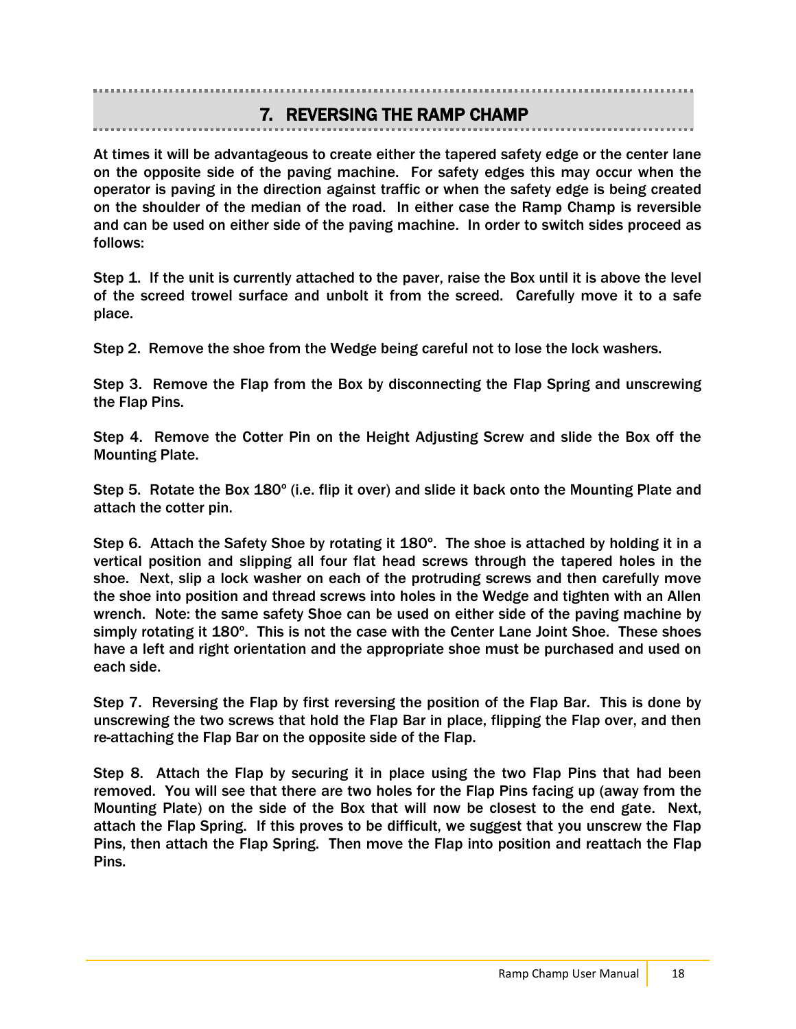## 7. REVERSING THE RAMP CHAMP

At times it will be advantageous to create either the tapered safety edge or the center lane on the opposite side of the paving machine. For safety edges this may occur when the operator is paving in the direction against traffic or when the safety edge is being created on the shoulder of the median of the road. In either case the Ramp Champ is reversible and can be used on either side of the paving machine. In order to switch sides proceed as follows:

Step 1. If the unit is currently attached to the paver, raise the Box until it is above the level of the screed trowel surface and unbolt it from the screed. Carefully move it to a safe place.

Step 2. Remove the shoe from the Wedge being careful not to lose the lock washers.

Step 3. Remove the Flap from the Box by disconnecting the Flap Spring and unscrewing the Flap Pins.

Step 4. Remove the Cotter Pin on the Height Adjusting Screw and slide the Box off the Mounting Plate.

Step 5. Rotate the Box 180º (i.e. flip it over) and slide it back onto the Mounting Plate and attach the cotter pin.

Step 6. Attach the Safety Shoe by rotating it 180º. The shoe is attached by holding it in a vertical position and slipping all four flat head screws through the tapered holes in the shoe. Next, slip a lock washer on each of the protruding screws and then carefully move the shoe into position and thread screws into holes in the Wedge and tighten with an Allen wrench. Note: the same safety Shoe can be used on either side of the paving machine by simply rotating it 180º. This is not the case with the Center Lane Joint Shoe. These shoes have a left and right orientation and the appropriate shoe must be purchased and used on each side.

Step 7. Reversing the Flap by first reversing the position of the Flap Bar. This is done by unscrewing the two screws that hold the Flap Bar in place, flipping the Flap over, and then re-attaching the Flap Bar on the opposite side of the Flap.

Step 8. Attach the Flap by securing it in place using the two Flap Pins that had been removed. You will see that there are two holes for the Flap Pins facing up (away from the Mounting Plate) on the side of the Box that will now be closest to the end gate. Next, attach the Flap Spring. If this proves to be difficult, we suggest that you unscrew the Flap Pins, then attach the Flap Spring. Then move the Flap into position and reattach the Flap Pins.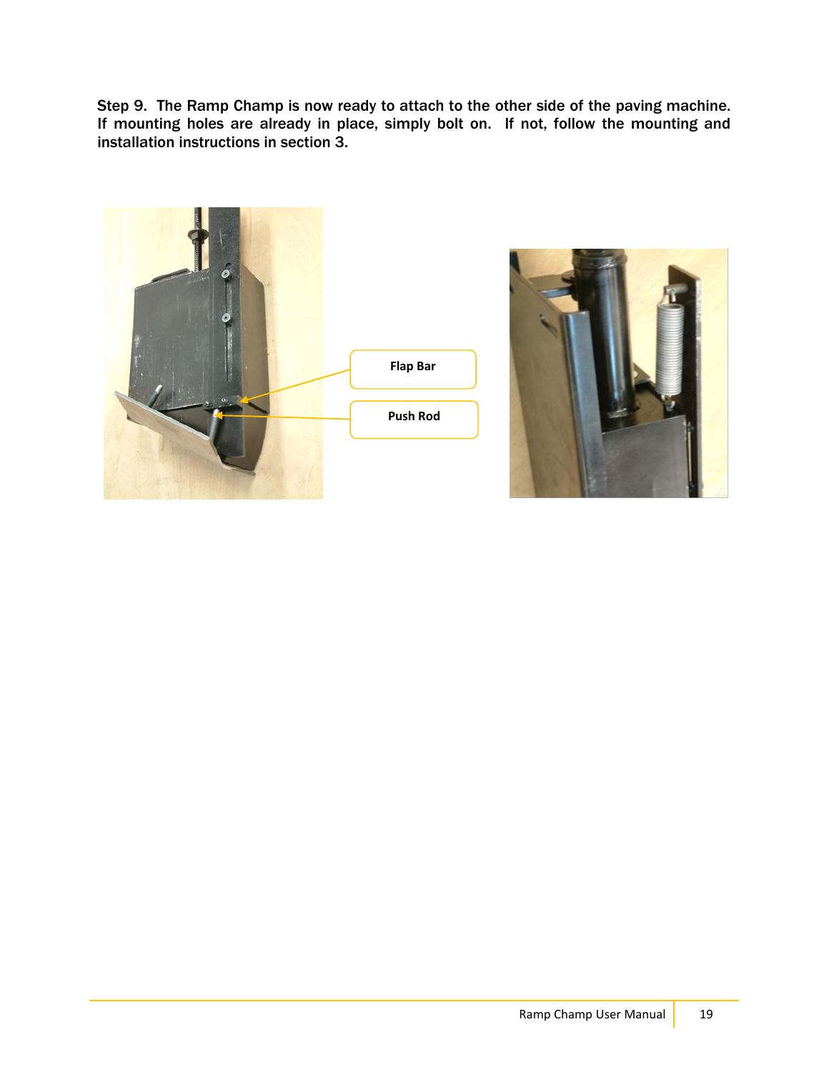Step 9. The Ramp Champ is now ready to attach to the other side of the paving machine. If mounting holes are already in place, simply bolt on. If not, follow the mounting and installation instructions in section 3.

Flap Bar

Push Rod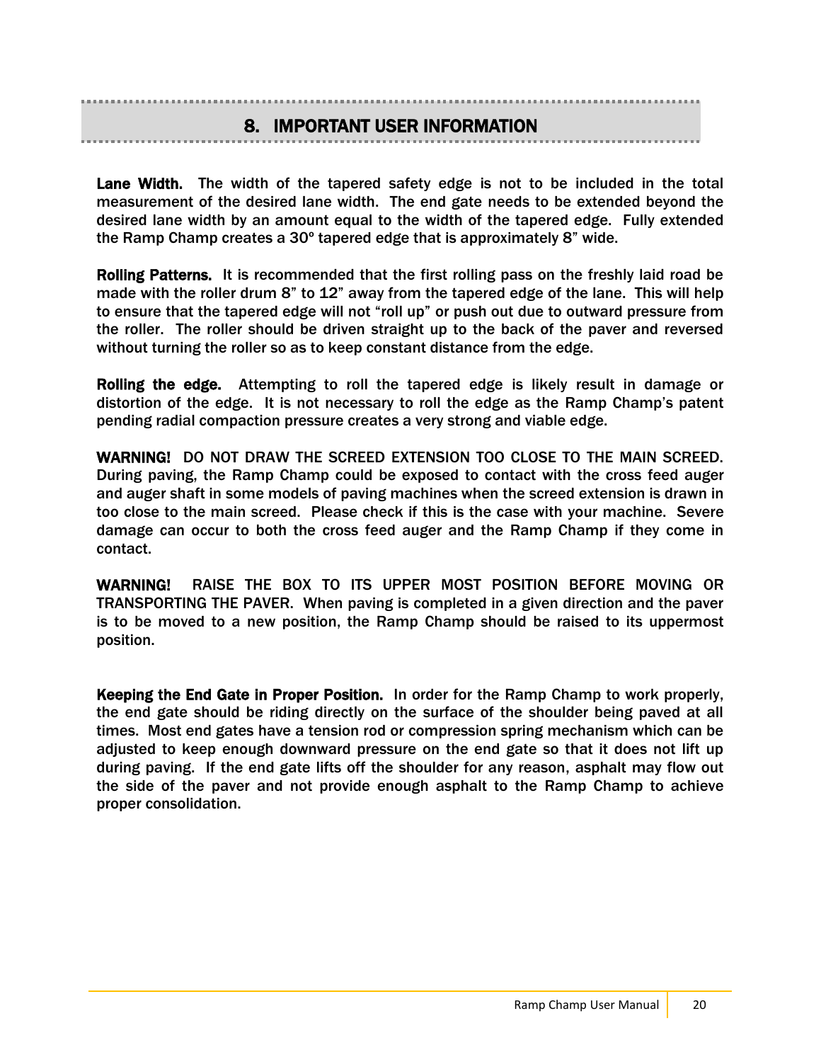## 8. IMPORTANT USER INFORMATION

**Lane Width.** The width of the tapered safety edge is not to be included in the total measurement of the desired lane width. The end gate needs to be extended beyond the desired lane width by an amount equal to the width of the tapered edge. Fully extended the Ramp Champ creates a 30º tapered edge that is approximately 8" wide.

**Rolling Patterns.** It is recommended that the first rolling pass on the freshly laid road be made with the roller drum 8" to 12" away from the tapered edge of the lane. This will help to ensure that the tapered edge will not "roll up" or push out due to outward pressure from the roller. The roller should be driven straight up to the back of the paver and reversed without turning the roller so as to keep constant distance from the edge.

**Rolling the edge.** Attempting to roll the tapered edge is likely result in damage or distortion of the edge. It is not necessary to roll the edge as the Ramp Champ's patent pending radial compaction pressure creates a very strong and viable edge.

**WARNING!** DO NOT DRAW THE SCREED EXTENSION TOO CLOSE TO THE MAIN SCREED. During paving, the Ramp Champ could be exposed to contact with the cross feed auger and auger shaft in some models of paving machines when the screed extension is drawn in too close to the main screed. Please check if this is the case with your machine. Severe damage can occur to both the cross feed auger and the Ramp Champ if they come in contact.

**WARNING!** RAISE THE BOX TO ITS UPPER MOST POSITION BEFORE MOVING OR TRANSPORTING THE PAVER. When paving is completed in a given direction and the paver is to be moved to a new position, the Ramp Champ should be raised to its uppermost position.

**Keeping the End Gate in Proper Position.** In order for the Ramp Champ to work properly, the end gate should be riding directly on the surface of the shoulder being paved at all times. Most end gates have a tension rod or compression spring mechanism which can be adjusted to keep enough downward pressure on the end gate so that it does not lift up during paving. If the end gate lifts off the shoulder for any reason, asphalt may flow out the side of the paver and not provide enough asphalt to the Ramp Champ to achieve proper consolidation.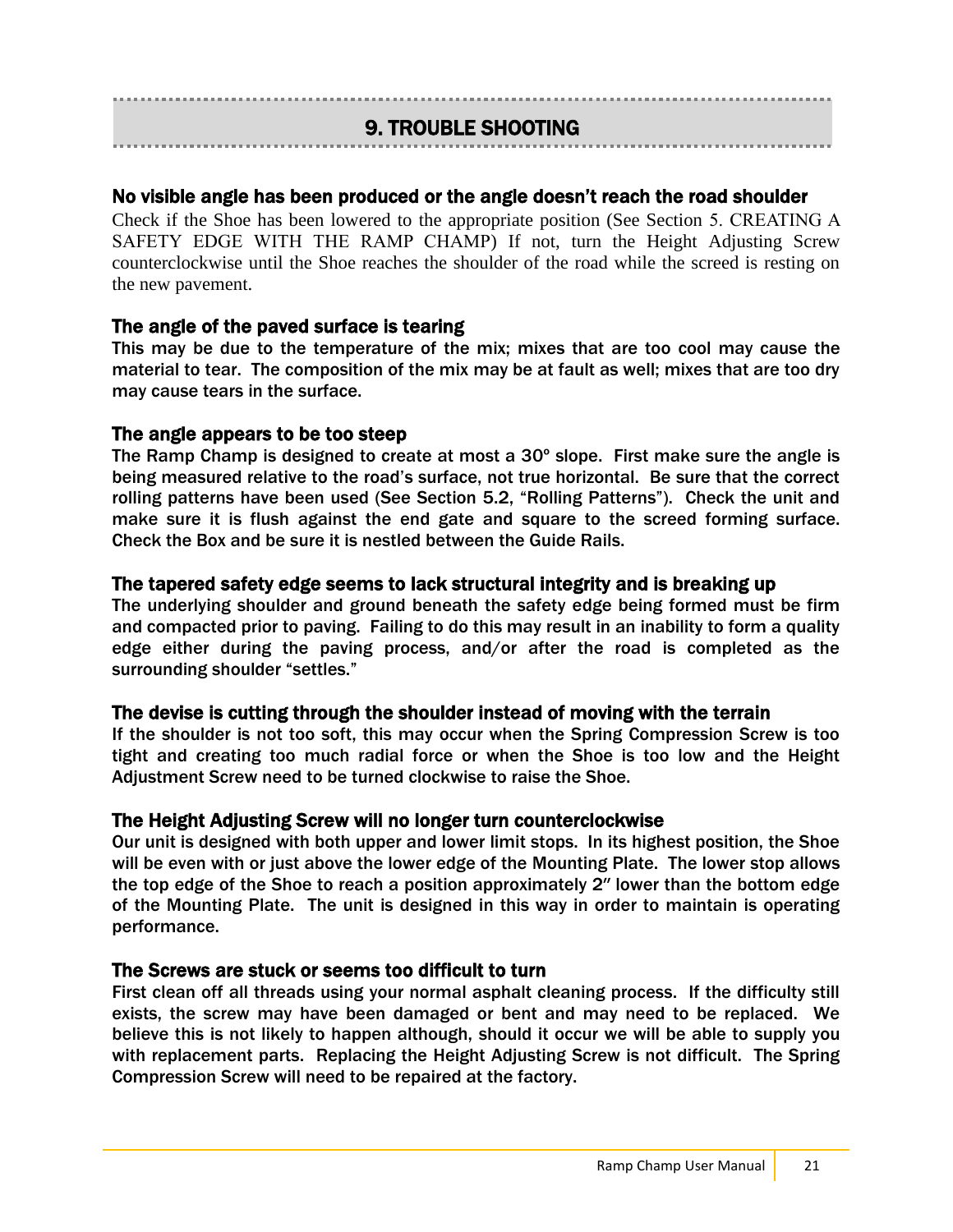# 9. TROUBLE SHOOTING

### No visible angle has been produced or the angle doesn't reach the road shoulder

Check if the Shoe has been lowered to the appropriate position (See Section 5. CREATING A SAFETY EDGE WITH THE RAMP CHAMP) If not, turn the Height Adjusting Screw counterclockwise until the Shoe reaches the shoulder of the road while the screed is resting on the new pavement.

### The angle of the paved surface is tearing

This may be due to the temperature of the mix; mixes that are too cool may cause the material to tear. The composition of the mix may be at fault as well; mixes that are too dry may cause tears in the surface.

### The angle appears to be too steep

The Ramp Champ is designed to create at most a 30º slope. First make sure the angle is being measured relative to the road's surface, not true horizontal. Be sure that the correct rolling patterns have been used (See Section 5.2, "Rolling Patterns"). Check the unit and make sure it is flush against the end gate and square to the screed forming surface. Check the Box and be sure it is nestled between the Guide Rails.

### The tapered safety edge seems to lack structural integrity and is breaking up

The underlying shoulder and ground beneath the safety edge being formed must be firm and compacted prior to paving. Failing to do this may result in an inability to form a quality edge either during the paving process, and/or after the road is completed as the surrounding shoulder "settles."

### The devise is cutting through the shoulder instead of moving with the terrain

If the shoulder is not too soft, this may occur when the Spring Compression Screw is too tight and creating too much radial force or when the Shoe is too low and the Height Adjustment Screw need to be turned clockwise to raise the Shoe.

### The Height Adjusting Screw will no longer turn counterclockwise

Our unit is designed with both upper and lower limit stops. In its highest position, the Shoe will be even with or just above the lower edge of the Mounting Plate. The lower stop allows the top edge of the Shoe to reach a position approximately 2" lower than the bottom edge of the Mounting Plate. The unit is designed in this way in order to maintain is operating performance.

### The Screws are stuck or seems too difficult to turn

First clean off all threads using your normal asphalt cleaning process. If the difficulty still exists, the screw may have been damaged or bent and may need to be replaced. We believe this is not likely to happen although, should it occur we will be able to supply you with replacement parts. Replacing the Height Adjusting Screw is not difficult. The Spring Compression Screw will need to be repaired at the factory.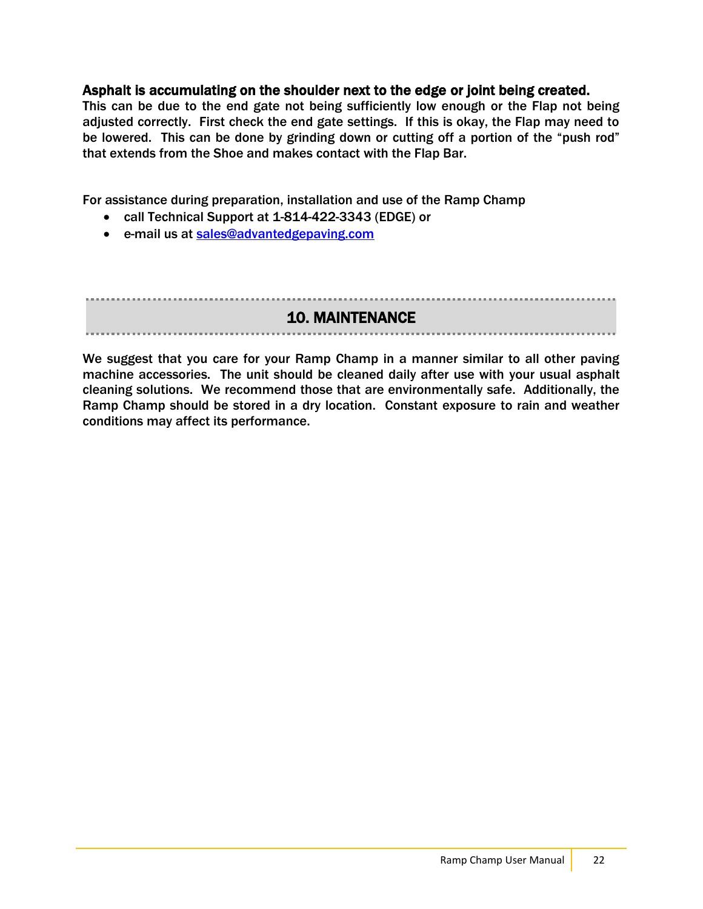### Asphalt is accumulating on the shoulder next to the edge or joint being created.

This can be due to the end gate not being sufficiently low enough or the Flap not being adjusted correctly. First check the end gate settings. If this is okay, the Flap may need to be lowered. This can be done by grinding down or cutting off a portion of the "push rod" that extends from the Shoe and makes contact with the Flap Bar.

For assistance during preparation, installation and use of the Ramp Champ

- call Technical Support at 1-814-422-3343 (EDGE) or
- e-mail us at sales@advantedgepaving.com

## 10. MAINTENANCE

We suggest that you care for your Ramp Champ in a manner similar to all other paving machine accessories. The unit should be cleaned daily after use with your usual asphalt cleaning solutions. We recommend those that are environmentally safe. Additionally, the Ramp Champ should be stored in a dry location. Constant exposure to rain and weather conditions may affect its performance.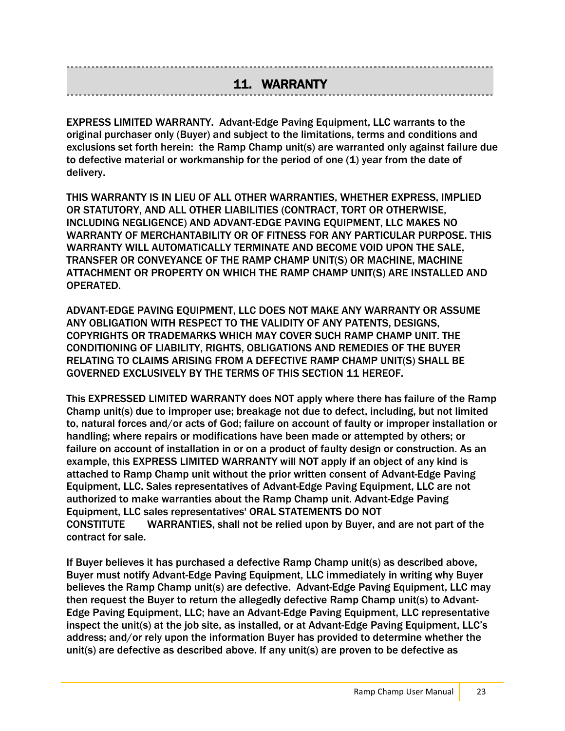# 11. WARRANTY

EXPRESS LIMITED WARRANTY. Advant-Edge Paving Equipment, LLC warrants to the original purchaser only (Buyer) and subject to the limitations, terms and conditions and exclusions set forth herein: the Ramp Champ unit(s) are warranted only against failure due to defective material or workmanship for the period of one (1) year from the date of delivery.

THIS WARRANTY IS IN LIEU OF ALL OTHER WARRANTIES, WHETHER EXPRESS, IMPLIED OR STATUTORY, AND ALL OTHER LIABILITIES (CONTRACT, TORT OR OTHERWISE, INCLUDING NEGLIGENCE) AND ADVANT-EDGE PAVING EQUIPMENT, LLC MAKES NO WARRANTY OF MERCHANTABILITY OR OF FITNESS FOR ANY PARTICULAR PURPOSE. THIS WARRANTY WILL AUTOMATICALLY TERMINATE AND BECOME VOID UPON THE SALE, TRANSFER OR CONVEYANCE OF THE RAMP CHAMP UNIT(S) OR MACHINE, MACHINE ATTACHMENT OR PROPERTY ON WHICH THE RAMP CHAMP UNIT(S) ARE INSTALLED AND OPERATED.

ADVANT-EDGE PAVING EQUIPMENT, LLC DOES NOT MAKE ANY WARRANTY OR ASSUME ANY OBLIGATION WITH RESPECT TO THE VALIDITY OF ANY PATENTS, DESIGNS, COPYRIGHTS OR TRADEMARKS WHICH MAY COVER SUCH RAMP CHAMP UNIT. THE CONDITIONING OF LIABILITY, RIGHTS, OBLIGATIONS AND REMEDIES OF THE BUYER RELATING TO CLAIMS ARISING FROM A DEFECTIVE RAMP CHAMP UNIT(S) SHALL BE GOVERNED EXCLUSIVELY BY THE TERMS OF THIS SECTION 11 HEREOF.

This EXPRESSED LIMITED WARRANTY does NOT apply where there has failure of the Ramp Champ unit(s) due to improper use; breakage not due to defect, including, but not limited to, natural forces and/or acts of God; failure on account of faulty or improper installation or handling; where repairs or modifications have been made or attempted by others; or failure on account of installation in or on a product of faulty design or construction. As an example, this EXPRESS LIMITED WARRANTY will NOT apply if an object of any kind is attached to Ramp Champ unit without the prior written consent of Advant-Edge Paving Equipment, LLC. Sales representatives of Advant-Edge Paving Equipment, LLC are not authorized to make warranties about the Ramp Champ unit. Advant-Edge Paving Equipment, LLC sales representatives' ORAL STATEMENTS DO NOT CONSTITUTE WARRANTIES, shall not be relied upon by Buyer, and are not part of the contract for sale.

If Buyer believes it has purchased a defective Ramp Champ unit(s) as described above, Buyer must notify Advant-Edge Paving Equipment, LLC immediately in writing why Buyer believes the Ramp Champ unit(s) are defective. Advant-Edge Paving Equipment, LLC may then request the Buyer to return the allegedly defective Ramp Champ unit(s) to Advant-Edge Paving Equipment, LLC; have an Advant-Edge Paving Equipment, LLC representative inspect the unit(s) at the job site, as installed, or at Advant-Edge Paving Equipment, LLC's address; and/or rely upon the information Buyer has provided to determine whether the unit(s) are defective as described above. If any unit(s) are proven to be defective as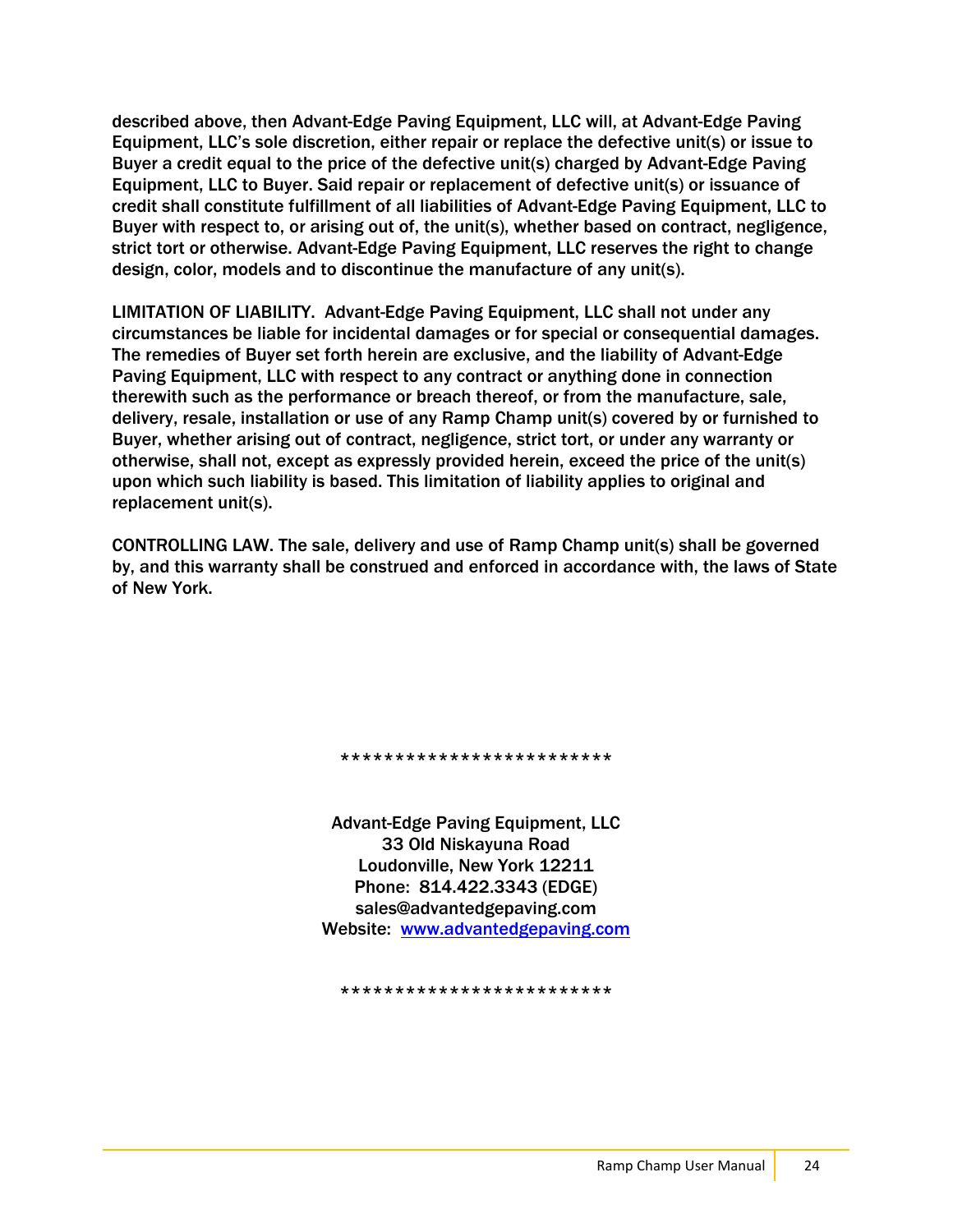described above, then Advant-Edge Paving Equipment, LLC will, at Advant-Edge Paving Equipment, LLC's sole discretion, either repair or replace the defective unit(s) or issue to Buyer a credit equal to the price of the defective unit(s) charged by Advant-Edge Paving Equipment, LLC to Buyer. Said repair or replacement of defective unit(s) or issuance of credit shall constitute fulfillment of all liabilities of Advant-Edge Paving Equipment, LLC to Buyer with respect to, or arising out of, the unit(s), whether based on contract, negligence, strict tort or otherwise. Advant-Edge Paving Equipment, LLC reserves the right to change design, color, models and to discontinue the manufacture of any unit(s).

LIMITATION OF LIABILITY. Advant-Edge Paving Equipment, LLC shall not under any circumstances be liable for incidental damages or for special or consequential damages. The remedies of Buyer set forth herein are exclusive, and the liability of Advant-Edge Paving Equipment, LLC with respect to any contract or anything done in connection therewith such as the performance or breach thereof, or from the manufacture, sale, delivery, resale, installation or use of any Ramp Champ unit(s) covered by or furnished to Buyer, whether arising out of contract, negligence, strict tort, or under any warranty or otherwise, shall not, except as expressly provided herein, exceed the price of the unit(s) upon which such liability is based. This limitation of liability applies to original and replacement unit(s).

CONTROLLING LAW. The sale, delivery and use of Ramp Champ unit(s) shall be governed by, and this warranty shall be construed and enforced in accordance with, the laws of State of New York.

*************************

Advant-Edge Paving Equipment, LLC
33 Old Niskayuna Road
Loudonville, New York 12211
Phone: 814.422.3343 (EDGE)
sales@advantedgepaving.com
Website: [www.advantedgepaving.com](http://www.advantedgepaving.com)

*************************